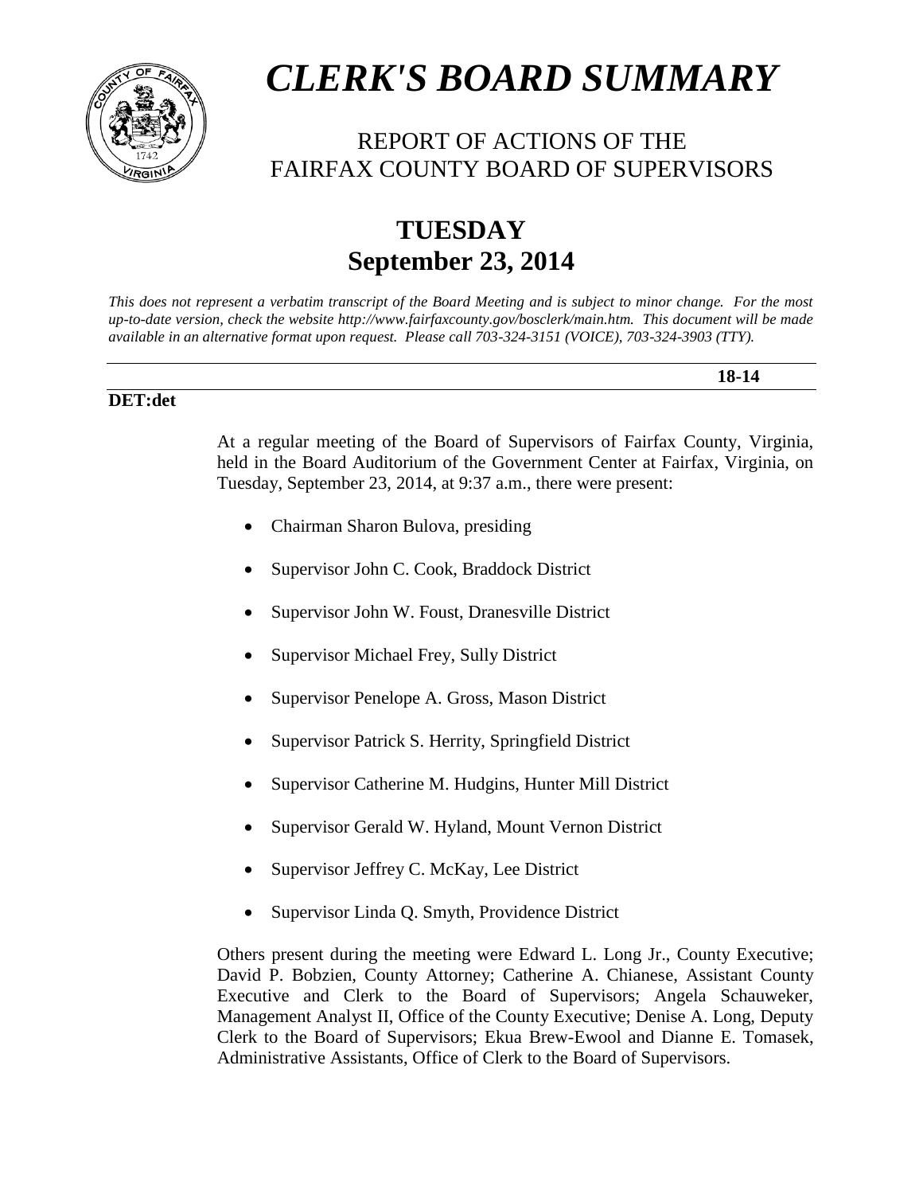# *CLERK'S BOARD SUMMARY*

## REPORT OF ACTIONS OF THE FAIRFAX COUNTY BOARD OF SUPERVISORS

## TUESDAY September 23, 2014

*This does not represent a verbatim transcript of the Board Meeting and is subject to minor change. For the most up-to-date version, check the website http://www.fairfaxcounty.gov/bosclerk/main.htm. This document will be made available in an alternative format upon request. Please call 703-324-3151 (VOICE), 703-324-3903 (TTY).*

---

**18-14**

**DET:det**

At a regular meeting of the Board of Supervisors of Fairfax County, Virginia, held in the Board Auditorium of the Government Center at Fairfax, Virginia, on Tuesday, September 23, 2014, at 9:37 a.m., there were present:

- Chairman Sharon Bulova, presiding
- Supervisor John C. Cook, Braddock District
- Supervisor John W. Foust, Dranesville District
- Supervisor Michael Frey, Sully District
- Supervisor Penelope A. Gross, Mason District
- Supervisor Patrick S. Herrity, Springfield District
- Supervisor Catherine M. Hudgins, Hunter Mill District
- Supervisor Gerald W. Hyland, Mount Vernon District
- Supervisor Jeffrey C. McKay, Lee District
- Supervisor Linda Q. Smyth, Providence District

Others present during the meeting were Edward L. Long Jr., County Executive; David P. Bobzien, County Attorney; Catherine A. Chianese, Assistant County Executive and Clerk to the Board of Supervisors; Angela Schauweker, Management Analyst II, Office of the County Executive; Denise A. Long, Deputy Clerk to the Board of Supervisors; Ekua Brew-Ewool and Dianne E. Tomasek, Administrative Assistants, Office of Clerk to the Board of Supervisors.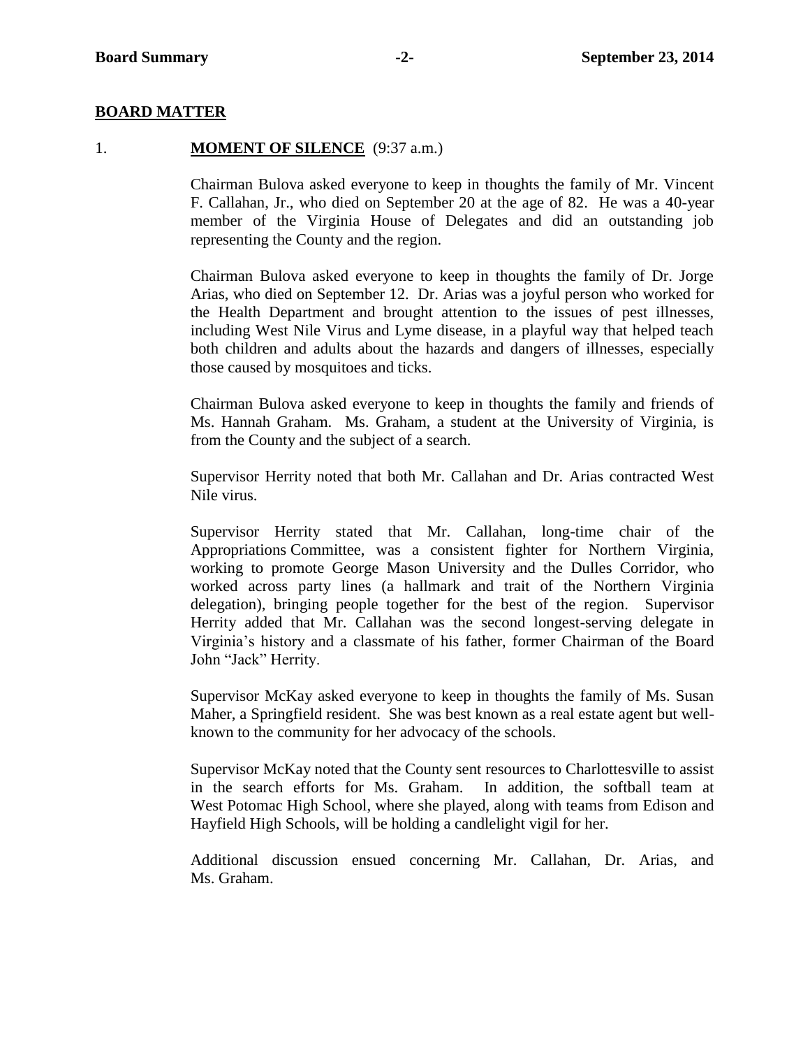## BOARD MATTER

1. **MOMENT OF SILENCE** (9:37 a.m.)

Chairman Bulova asked everyone to keep in thoughts the family of Mr. Vincent F. Callahan, Jr., who died on September 20 at the age of 82. He was a 40-year member of the Virginia House of Delegates and did an outstanding job representing the County and the region.

Chairman Bulova asked everyone to keep in thoughts the family of Dr. Jorge Arias, who died on September 12. Dr. Arias was a joyful person who worked for the Health Department and brought attention to the issues of pest illnesses, including West Nile Virus and Lyme disease, in a playful way that helped teach both children and adults about the hazards and dangers of illnesses, especially those caused by mosquitoes and ticks.

Chairman Bulova asked everyone to keep in thoughts the family and friends of Ms. Hannah Graham. Ms. Graham, a student at the University of Virginia, is from the County and the subject of a search.

Supervisor Herrity noted that both Mr. Callahan and Dr. Arias contracted West Nile virus.

Supervisor Herrity stated that Mr. Callahan, long-time chair of the Appropriations Committee, was a consistent fighter for Northern Virginia, working to promote George Mason University and the Dulles Corridor, who worked across party lines (a hallmark and trait of the Northern Virginia delegation), bringing people together for the best of the region. Supervisor Herrity added that Mr. Callahan was the second longest-serving delegate in Virginia's history and a classmate of his father, former Chairman of the Board John "Jack" Herrity.

Supervisor McKay asked everyone to keep in thoughts the family of Ms. Susan Maher, a Springfield resident. She was best known as a real estate agent but well-known to the community for her advocacy of the schools.

Supervisor McKay noted that the County sent resources to Charlottesville to assist in the search efforts for Ms. Graham. In addition, the softball team at West Potomac High School, where she played, along with teams from Edison and Hayfield High Schools, will be holding a candlelight vigil for her.

Additional discussion ensued concerning Mr. Callahan, Dr. Arias, and Ms. Graham.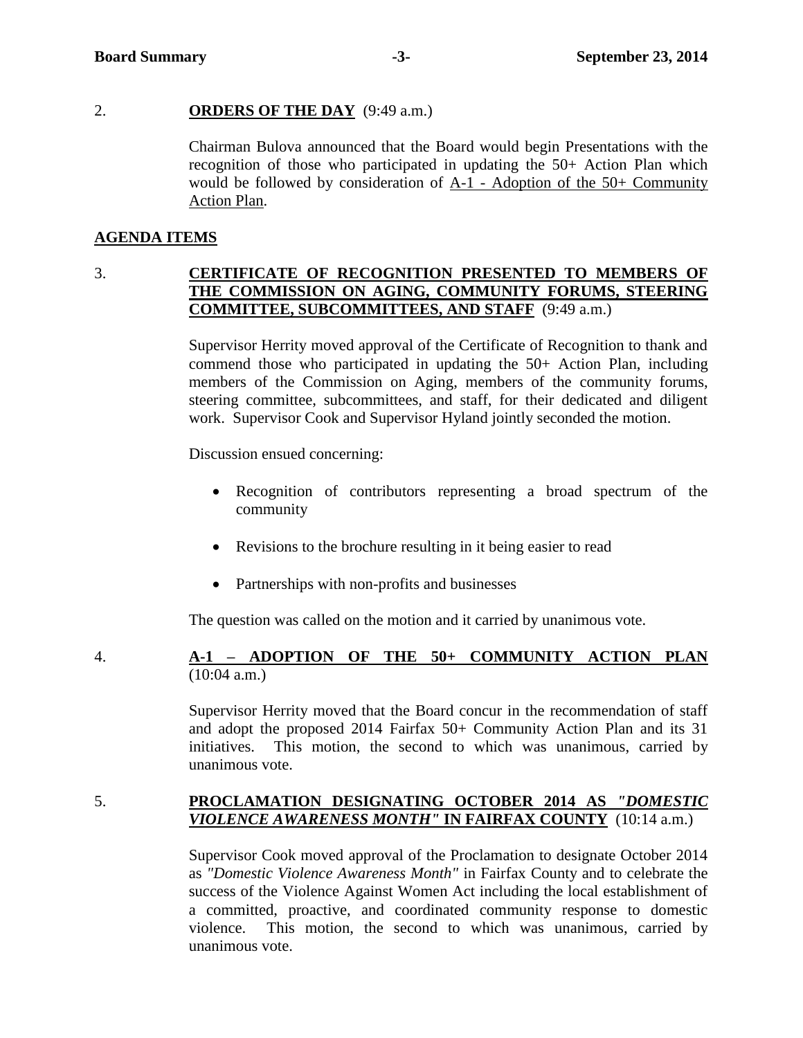2. **ORDERS OF THE DAY** (9:49 a.m.)

Chairman Bulova announced that the Board would begin Presentations with the recognition of those who participated in updating the 50+ Action Plan which would be followed by consideration of A-1 - Adoption of the 50+ Community Action Plan.

**AGENDA ITEMS**

3. **CERTIFICATE OF RECOGNITION PRESENTED TO MEMBERS OF THE COMMISSION ON AGING, COMMUNITY FORUMS, STEERING COMMITTEE, SUBCOMMITTEES, AND STAFF** (9:49 a.m.)

Supervisor Herrity moved approval of the Certificate of Recognition to thank and commend those who participated in updating the 50+ Action Plan, including members of the Commission on Aging, members of the community forums, steering committee, subcommittees, and staff, for their dedicated and diligent work. Supervisor Cook and Supervisor Hyland jointly seconded the motion.

Discussion ensued concerning:

- Recognition of contributors representing a broad spectrum of the community
- Revisions to the brochure resulting in it being easier to read
- Partnerships with non-profits and businesses

The question was called on the motion and it carried by unanimous vote.

4. **A-1 – ADOPTION OF THE 50+ COMMUNITY ACTION PLAN** (10:04 a.m.)

Supervisor Herrity moved that the Board concur in the recommendation of staff and adopt the proposed 2014 Fairfax 50+ Community Action Plan and its 31 initiatives. This motion, the second to which was unanimous, carried by unanimous vote.

5. **PROCLAMATION DESIGNATING OCTOBER 2014 AS *"DOMESTIC VIOLENCE AWARENESS MONTH"* IN FAIRFAX COUNTY** (10:14 a.m.)

Supervisor Cook moved approval of the Proclamation to designate October 2014 as *"Domestic Violence Awareness Month"* in Fairfax County and to celebrate the success of the Violence Against Women Act including the local establishment of a committed, proactive, and coordinated community response to domestic violence. This motion, the second to which was unanimous, carried by unanimous vote.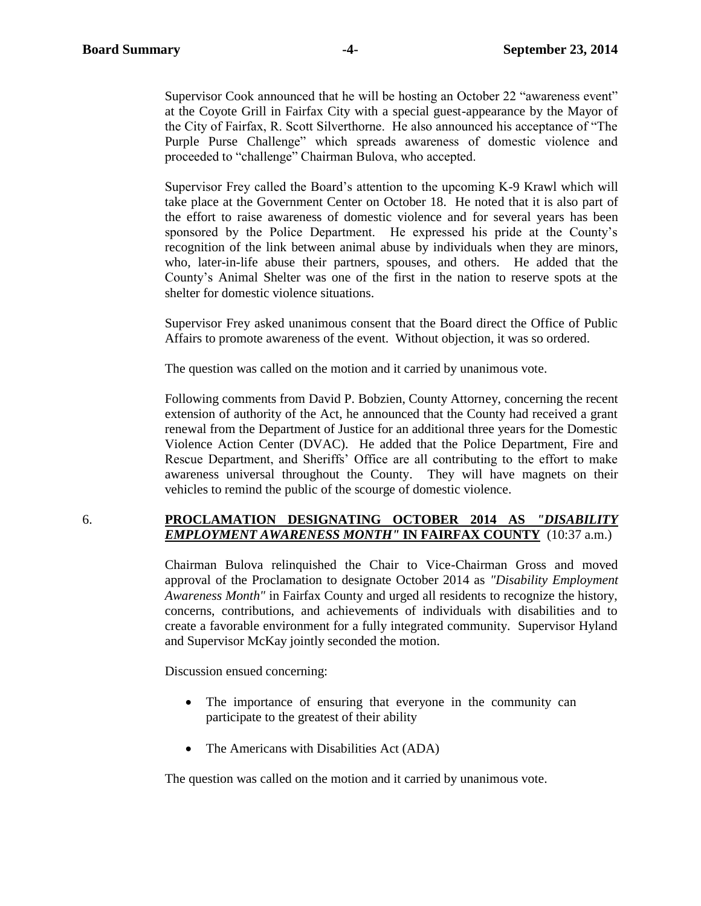Supervisor Cook announced that he will be hosting an October 22 "awareness event" at the Coyote Grill in Fairfax City with a special guest-appearance by the Mayor of the City of Fairfax, R. Scott Silverthorne. He also announced his acceptance of "The Purple Purse Challenge" which spreads awareness of domestic violence and proceeded to "challenge" Chairman Bulova, who accepted.

Supervisor Frey called the Board's attention to the upcoming K-9 Krawl which will take place at the Government Center on October 18. He noted that it is also part of the effort to raise awareness of domestic violence and for several years has been sponsored by the Police Department. He expressed his pride at the County's recognition of the link between animal abuse by individuals when they are minors, who, later-in-life abuse their partners, spouses, and others. He added that the County's Animal Shelter was one of the first in the nation to reserve spots at the shelter for domestic violence situations.

Supervisor Frey asked unanimous consent that the Board direct the Office of Public Affairs to promote awareness of the event. Without objection, it was so ordered.

The question was called on the motion and it carried by unanimous vote.

Following comments from David P. Bobzien, County Attorney, concerning the recent extension of authority of the Act, he announced that the County had received a grant renewal from the Department of Justice for an additional three years for the Domestic Violence Action Center (DVAC). He added that the Police Department, Fire and Rescue Department, and Sheriffs' Office are all contributing to the effort to make awareness universal throughout the County. They will have magnets on their vehicles to remind the public of the scourge of domestic violence.

6. **PROCLAMATION DESIGNATING OCTOBER 2014 AS *"DISABILITY EMPLOYMENT AWARENESS MONTH"* IN FAIRFAX COUNTY** (10:37 a.m.)

Chairman Bulova relinquished the Chair to Vice-Chairman Gross and moved approval of the Proclamation to designate October 2014 as *"Disability Employment Awareness Month"* in Fairfax County and urged all residents to recognize the history, concerns, contributions, and achievements of individuals with disabilities and to create a favorable environment for a fully integrated community. Supervisor Hyland and Supervisor McKay jointly seconded the motion.

Discussion ensued concerning:

- The importance of ensuring that everyone in the community can participate to the greatest of their ability
- The Americans with Disabilities Act (ADA)

The question was called on the motion and it carried by unanimous vote.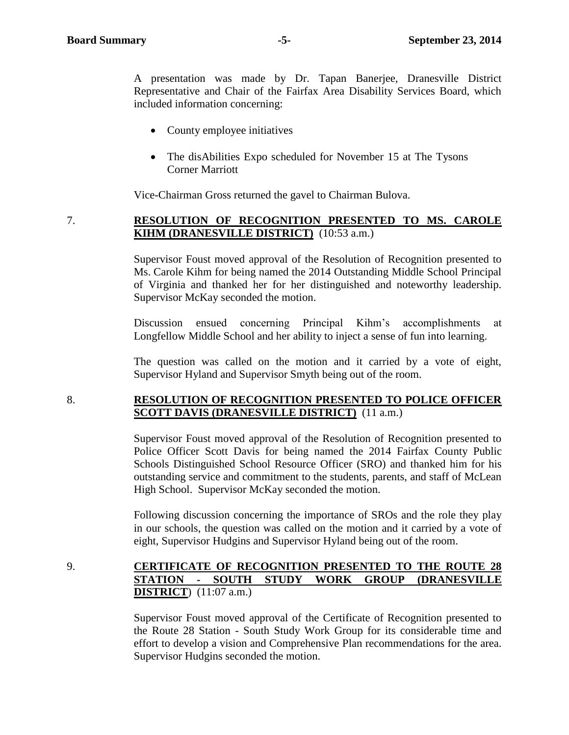A presentation was made by Dr. Tapan Banerjee, Dranesville District Representative and Chair of the Fairfax Area Disability Services Board, which included information concerning:

- County employee initiatives
- The disAbilities Expo scheduled for November 15 at The Tysons Corner Marriott

Vice-Chairman Gross returned the gavel to Chairman Bulova.

7. **RESOLUTION OF RECOGNITION PRESENTED TO MS. CAROLE KIHM (DRANESVILLE DISTRICT)** (10:53 a.m.)

Supervisor Foust moved approval of the Resolution of Recognition presented to Ms. Carole Kihm for being named the 2014 Outstanding Middle School Principal of Virginia and thanked her for her distinguished and noteworthy leadership. Supervisor McKay seconded the motion.

Discussion ensued concerning Principal Kihm's accomplishments at Longfellow Middle School and her ability to inject a sense of fun into learning.

The question was called on the motion and it carried by a vote of eight, Supervisor Hyland and Supervisor Smyth being out of the room.

8. **RESOLUTION OF RECOGNITION PRESENTED TO POLICE OFFICER SCOTT DAVIS (DRANESVILLE DISTRICT)** (11 a.m.)

Supervisor Foust moved approval of the Resolution of Recognition presented to Police Officer Scott Davis for being named the 2014 Fairfax County Public Schools Distinguished School Resource Officer (SRO) and thanked him for his outstanding service and commitment to the students, parents, and staff of McLean High School. Supervisor McKay seconded the motion.

Following discussion concerning the importance of SROs and the role they play in our schools, the question was called on the motion and it carried by a vote of eight, Supervisor Hudgins and Supervisor Hyland being out of the room.

9. **CERTIFICATE OF RECOGNITION PRESENTED TO THE ROUTE 28 STATION - SOUTH STUDY WORK GROUP (DRANESVILLE DISTRICT**) (11:07 a.m.)

Supervisor Foust moved approval of the Certificate of Recognition presented to the Route 28 Station - South Study Work Group for its considerable time and effort to develop a vision and Comprehensive Plan recommendations for the area. Supervisor Hudgins seconded the motion.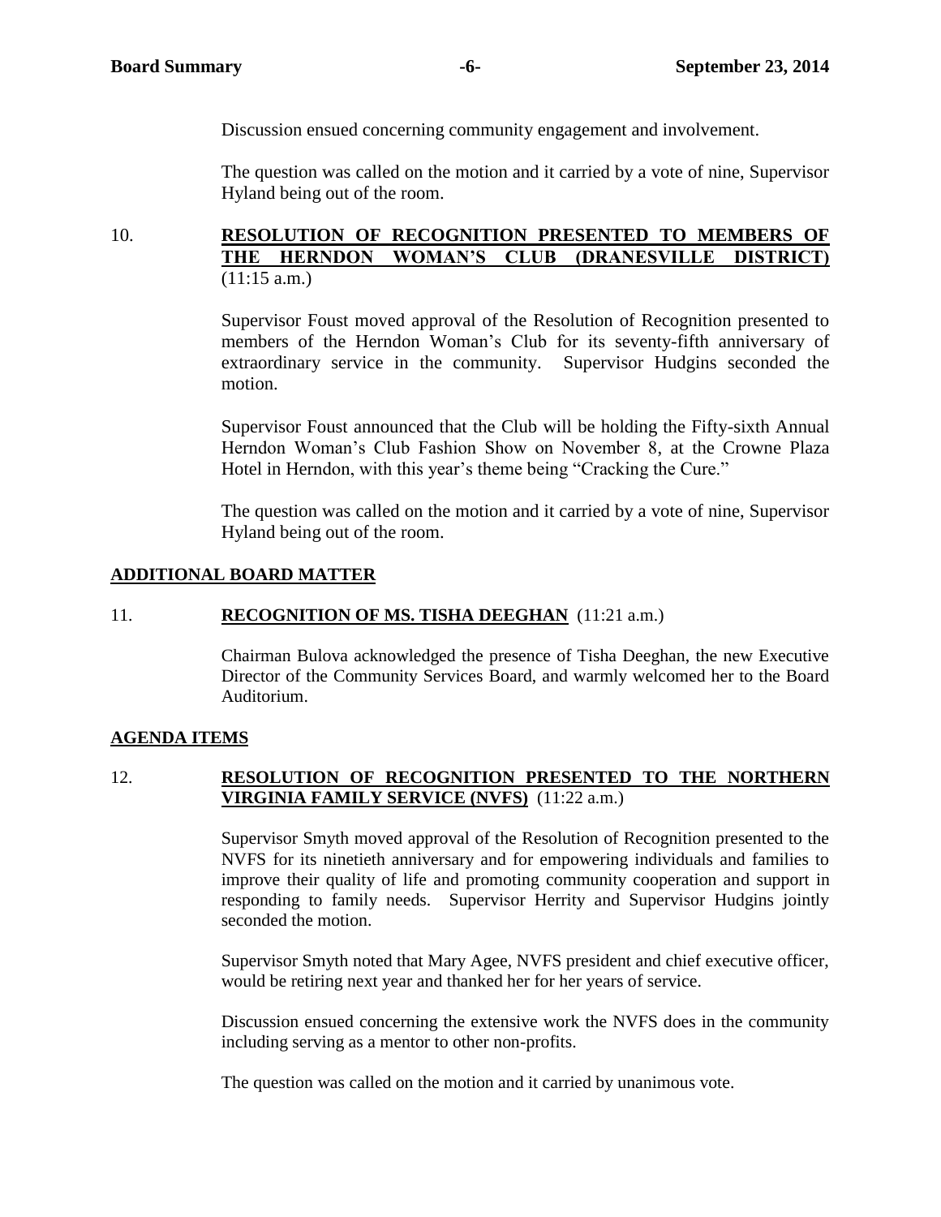Discussion ensued concerning community engagement and involvement.

The question was called on the motion and it carried by a vote of nine, Supervisor Hyland being out of the room.

10. **RESOLUTION OF RECOGNITION PRESENTED TO MEMBERS OF THE HERNDON WOMAN'S CLUB (DRANESVILLE DISTRICT)** (11:15 a.m.)

Supervisor Foust moved approval of the Resolution of Recognition presented to members of the Herndon Woman's Club for its seventy-fifth anniversary of extraordinary service in the community. Supervisor Hudgins seconded the motion.

Supervisor Foust announced that the Club will be holding the Fifty-sixth Annual Herndon Woman's Club Fashion Show on November 8, at the Crowne Plaza Hotel in Herndon, with this year's theme being "Cracking the Cure."

The question was called on the motion and it carried by a vote of nine, Supervisor Hyland being out of the room.

## ADDITIONAL BOARD MATTER

11. **RECOGNITION OF MS. TISHA DEEGHAN** (11:21 a.m.)

Chairman Bulova acknowledged the presence of Tisha Deeghan, the new Executive Director of the Community Services Board, and warmly welcomed her to the Board Auditorium.

## AGENDA ITEMS

12. **RESOLUTION OF RECOGNITION PRESENTED TO THE NORTHERN VIRGINIA FAMILY SERVICE (NVFS)** (11:22 a.m.)

Supervisor Smyth moved approval of the Resolution of Recognition presented to the NVFS for its ninetieth anniversary and for empowering individuals and families to improve their quality of life and promoting community cooperation and support in responding to family needs. Supervisor Herrity and Supervisor Hudgins jointly seconded the motion.

Supervisor Smyth noted that Mary Agee, NVFS president and chief executive officer, would be retiring next year and thanked her for her years of service.

Discussion ensued concerning the extensive work the NVFS does in the community including serving as a mentor to other non-profits.

The question was called on the motion and it carried by unanimous vote.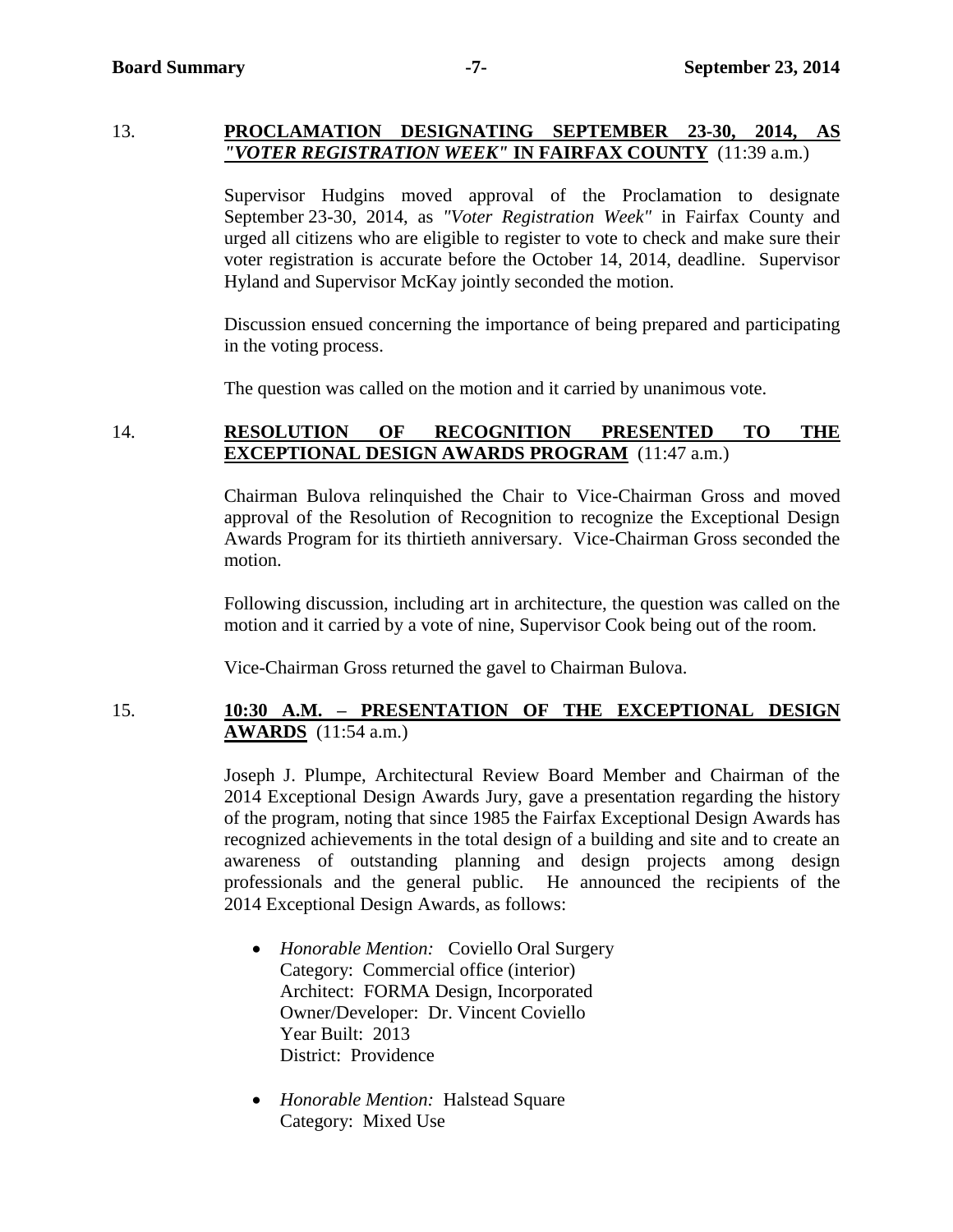13. **PROCLAMATION DESIGNATING SEPTEMBER 23-30, 2014, AS *"VOTER REGISTRATION WEEK"* IN FAIRFAX COUNTY** (11:39 a.m.)

Supervisor Hudgins moved approval of the Proclamation to designate September 23-30, 2014, as *"Voter Registration Week"* in Fairfax County and urged all citizens who are eligible to register to vote to check and make sure their voter registration is accurate before the October 14, 2014, deadline. Supervisor Hyland and Supervisor McKay jointly seconded the motion.

Discussion ensued concerning the importance of being prepared and participating in the voting process.

The question was called on the motion and it carried by unanimous vote.

14. **RESOLUTION OF RECOGNITION PRESENTED TO THE EXCEPTIONAL DESIGN AWARDS PROGRAM** (11:47 a.m.)

Chairman Bulova relinquished the Chair to Vice-Chairman Gross and moved approval of the Resolution of Recognition to recognize the Exceptional Design Awards Program for its thirtieth anniversary. Vice-Chairman Gross seconded the motion.

Following discussion, including art in architecture, the question was called on the motion and it carried by a vote of nine, Supervisor Cook being out of the room.

Vice-Chairman Gross returned the gavel to Chairman Bulova.

15. **10:30 A.M. – PRESENTATION OF THE EXCEPTIONAL DESIGN AWARDS** (11:54 a.m.)

Joseph J. Plumpe, Architectural Review Board Member and Chairman of the 2014 Exceptional Design Awards Jury, gave a presentation regarding the history of the program, noting that since 1985 the Fairfax Exceptional Design Awards has recognized achievements in the total design of a building and site and to create an awareness of outstanding planning and design projects among design professionals and the general public. He announced the recipients of the 2014 Exceptional Design Awards, as follows:

- *Honorable Mention:* Coviello Oral Surgery
  Category: Commercial office (interior)
  Architect: FORMA Design, Incorporated
  Owner/Developer: Dr. Vincent Coviello
  Year Built: 2013
  District: Providence

- *Honorable Mention:* Halstead Square
  Category: Mixed Use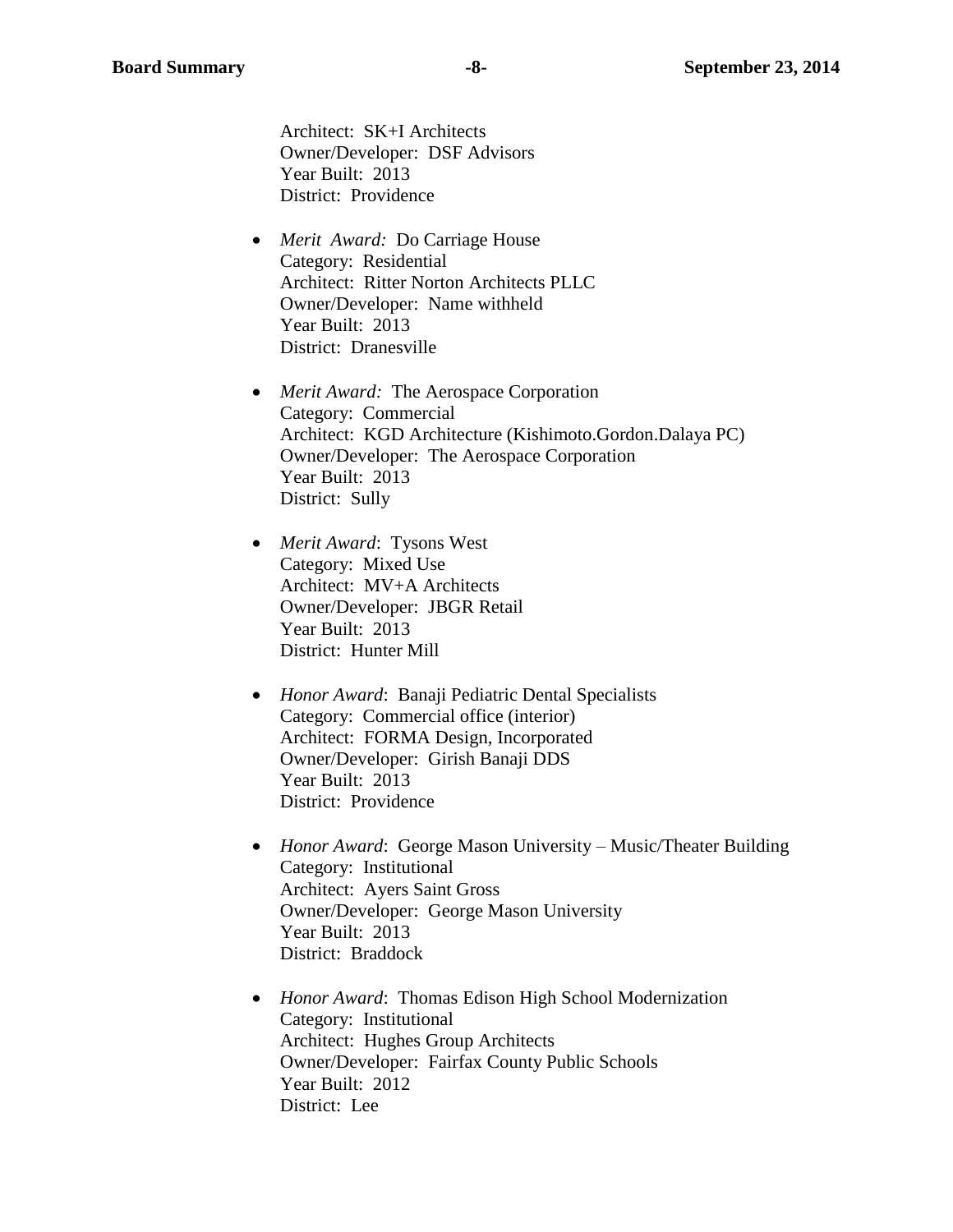Architect: SK+I Architects
Owner/Developer: DSF Advisors
Year Built: 2013
District: Providence

- *Merit Award:* Do Carriage House
  Category: Residential
  Architect: Ritter Norton Architects PLLC
  Owner/Developer: Name withheld
  Year Built: 2013
  District: Dranesville

- *Merit Award:* The Aerospace Corporation
  Category: Commercial
  Architect: KGD Architecture (Kishimoto.Gordon.Dalaya PC)
  Owner/Developer: The Aerospace Corporation
  Year Built: 2013
  District: Sully

- *Merit Award*: Tysons West
  Category: Mixed Use
  Architect: MV+A Architects
  Owner/Developer: JBGR Retail
  Year Built: 2013
  District: Hunter Mill

- *Honor Award*: Banaji Pediatric Dental Specialists
  Category: Commercial office (interior)
  Architect: FORMA Design, Incorporated
  Owner/Developer: Girish Banaji DDS
  Year Built: 2013
  District: Providence

- *Honor Award*: George Mason University – Music/Theater Building
  Category: Institutional
  Architect: Ayers Saint Gross
  Owner/Developer: George Mason University
  Year Built: 2013
  District: Braddock

- *Honor Award*: Thomas Edison High School Modernization
  Category: Institutional
  Architect: Hughes Group Architects
  Owner/Developer: Fairfax County Public Schools
  Year Built: 2012
  District: Lee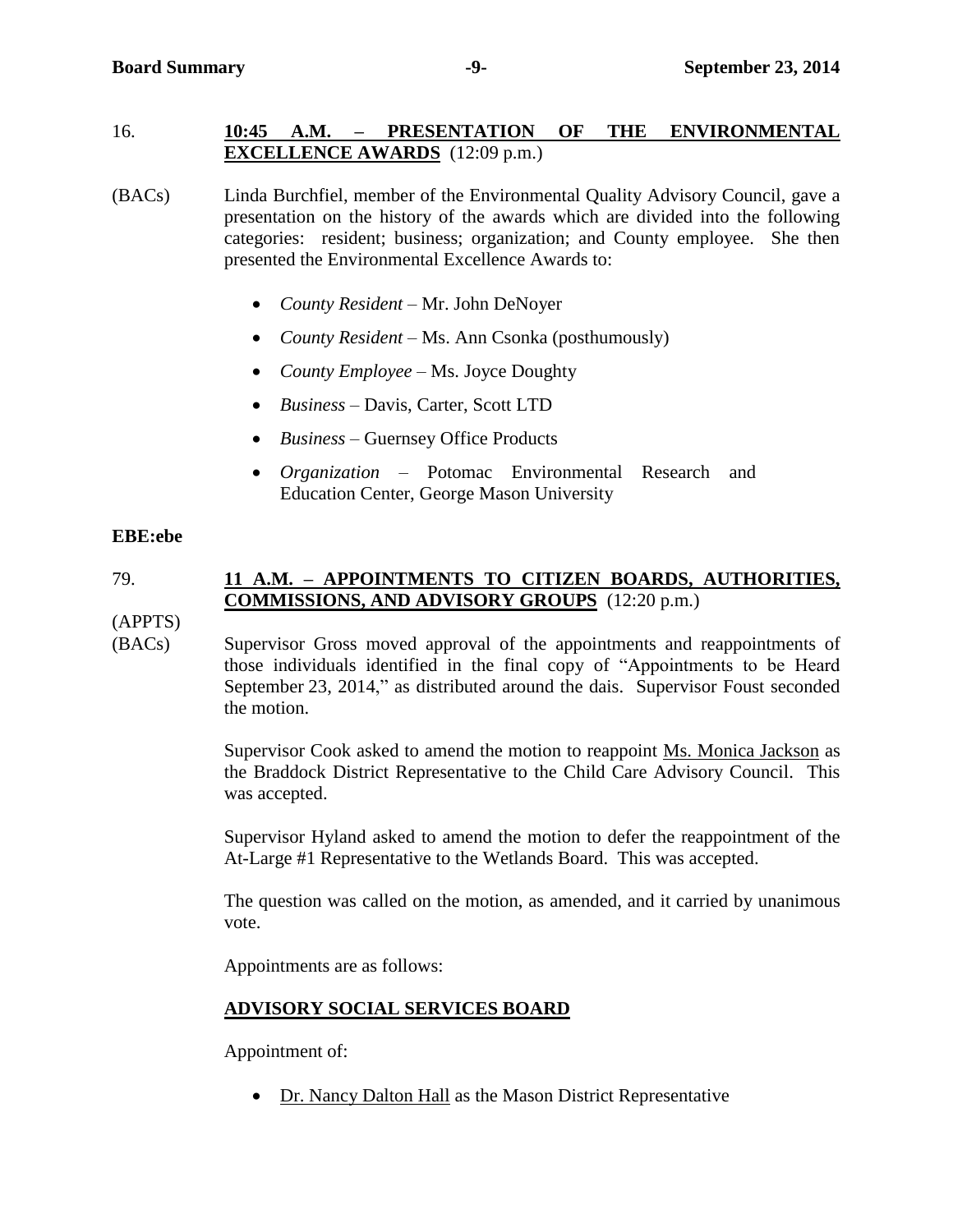16. **10:45 A.M. – PRESENTATION OF THE ENVIRONMENTAL EXCELLENCE AWARDS** (12:09 p.m.)

(BACs) Linda Burchfiel, member of the Environmental Quality Advisory Council, gave a presentation on the history of the awards which are divided into the following categories: resident; business; organization; and County employee. She then presented the Environmental Excellence Awards to:

- *County Resident* – Mr. John DeNoyer
- *County Resident* – Ms. Ann Csonka (posthumously)
- *County Employee* – Ms. Joyce Doughty
- *Business* – Davis, Carter, Scott LTD
- *Business* – Guernsey Office Products
- *Organization* – Potomac Environmental Research and Education Center, George Mason University

**EBE:ebe**

79. **11 A.M. – APPOINTMENTS TO CITIZEN BOARDS, AUTHORITIES, COMMISSIONS, AND ADVISORY GROUPS** (12:20 p.m.)

(APPTS)
(BACs) Supervisor Gross moved approval of the appointments and reappointments of those individuals identified in the final copy of "Appointments to be Heard September 23, 2014," as distributed around the dais. Supervisor Foust seconded the motion.

Supervisor Cook asked to amend the motion to reappoint Ms. Monica Jackson as the Braddock District Representative to the Child Care Advisory Council. This was accepted.

Supervisor Hyland asked to amend the motion to defer the reappointment of the At-Large #1 Representative to the Wetlands Board. This was accepted.

The question was called on the motion, as amended, and it carried by unanimous vote.

Appointments are as follows:

**ADVISORY SOCIAL SERVICES BOARD**

Appointment of:

- Dr. Nancy Dalton Hall as the Mason District Representative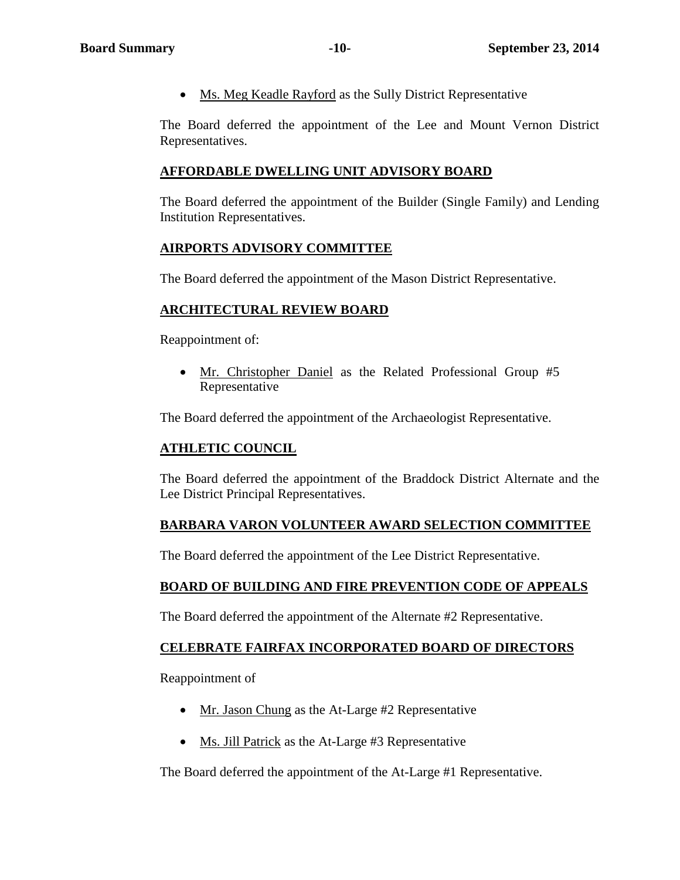- Ms. Meg Keadle Rayford as the Sully District Representative

The Board deferred the appointment of the Lee and Mount Vernon District Representatives.

## AFFORDABLE DWELLING UNIT ADVISORY BOARD

The Board deferred the appointment of the Builder (Single Family) and Lending Institution Representatives.

## AIRPORTS ADVISORY COMMITTEE

The Board deferred the appointment of the Mason District Representative.

## ARCHITECTURAL REVIEW BOARD

Reappointment of:

- Mr. Christopher Daniel as the Related Professional Group #5 Representative

The Board deferred the appointment of the Archaeologist Representative.

## ATHLETIC COUNCIL

The Board deferred the appointment of the Braddock District Alternate and the Lee District Principal Representatives.

## BARBARA VARON VOLUNTEER AWARD SELECTION COMMITTEE

The Board deferred the appointment of the Lee District Representative.

## BOARD OF BUILDING AND FIRE PREVENTION CODE OF APPEALS

The Board deferred the appointment of the Alternate #2 Representative.

## CELEBRATE FAIRFAX INCORPORATED BOARD OF DIRECTORS

Reappointment of

- Mr. Jason Chung as the At-Large #2 Representative
- Ms. Jill Patrick as the At-Large #3 Representative

The Board deferred the appointment of the At-Large #1 Representative.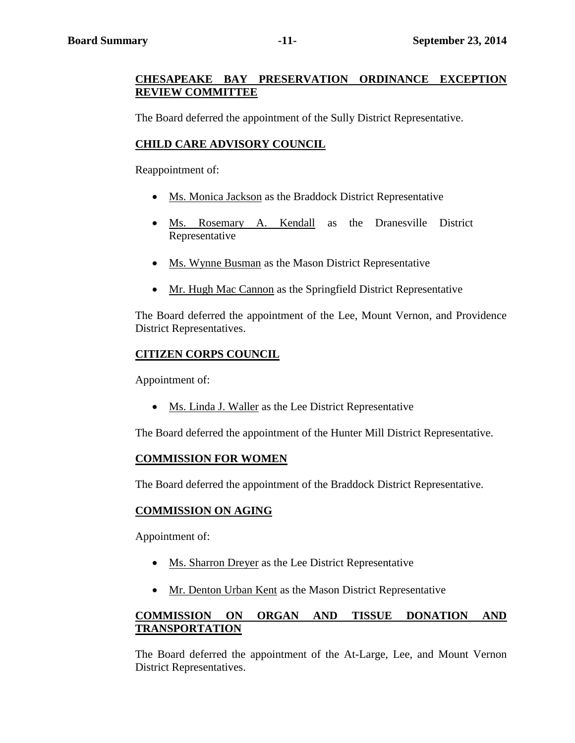**CHESAPEAKE BAY PRESERVATION ORDINANCE EXCEPTION REVIEW COMMITTEE**

The Board deferred the appointment of the Sully District Representative.

**CHILD CARE ADVISORY COUNCIL**

Reappointment of:

- Ms. Monica Jackson as the Braddock District Representative
- Ms. Rosemary A. Kendall as the Dranesville District Representative
- Ms. Wynne Busman as the Mason District Representative
- Mr. Hugh Mac Cannon as the Springfield District Representative

The Board deferred the appointment of the Lee, Mount Vernon, and Providence District Representatives.

**CITIZEN CORPS COUNCIL**

Appointment of:

- Ms. Linda J. Waller as the Lee District Representative

The Board deferred the appointment of the Hunter Mill District Representative.

**COMMISSION FOR WOMEN**

The Board deferred the appointment of the Braddock District Representative.

**COMMISSION ON AGING**

Appointment of:

- Ms. Sharron Dreyer as the Lee District Representative
- Mr. Denton Urban Kent as the Mason District Representative

**COMMISSION ON ORGAN AND TISSUE DONATION AND TRANSPORTATION**

The Board deferred the appointment of the At-Large, Lee, and Mount Vernon District Representatives.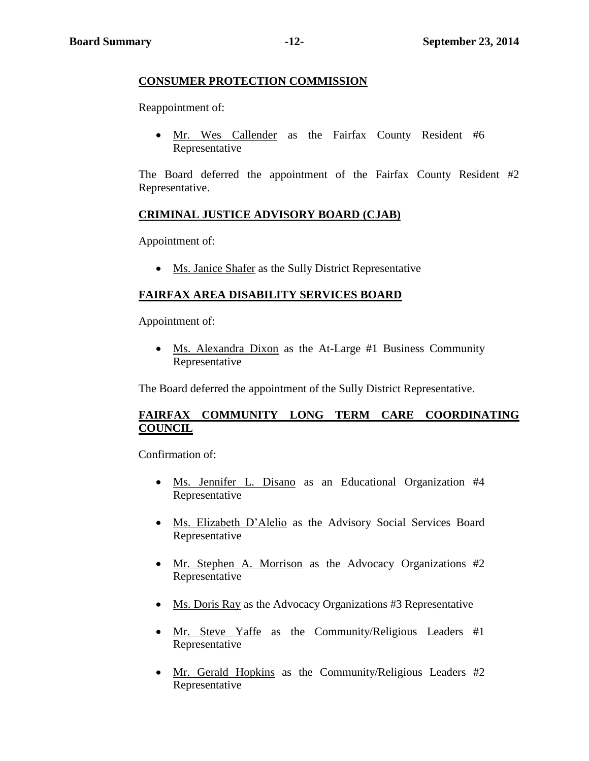### CONSUMER PROTECTION COMMISSION

Reappointment of:

- Mr. Wes Callender as the Fairfax County Resident #6 Representative

The Board deferred the appointment of the Fairfax County Resident #2 Representative.

### CRIMINAL JUSTICE ADVISORY BOARD (CJAB)

Appointment of:

- Ms. Janice Shafer as the Sully District Representative

### FAIRFAX AREA DISABILITY SERVICES BOARD

Appointment of:

- Ms. Alexandra Dixon as the At-Large #1 Business Community Representative

The Board deferred the appointment of the Sully District Representative.

### FAIRFAX COMMUNITY LONG TERM CARE COORDINATING COUNCIL

Confirmation of:

- Ms. Jennifer L. Disano as an Educational Organization #4 Representative
- Ms. Elizabeth D'Alelio as the Advisory Social Services Board Representative
- Mr. Stephen A. Morrison as the Advocacy Organizations #2 Representative
- Ms. Doris Ray as the Advocacy Organizations #3 Representative
- Mr. Steve Yaffe as the Community/Religious Leaders #1 Representative
- Mr. Gerald Hopkins as the Community/Religious Leaders #2 Representative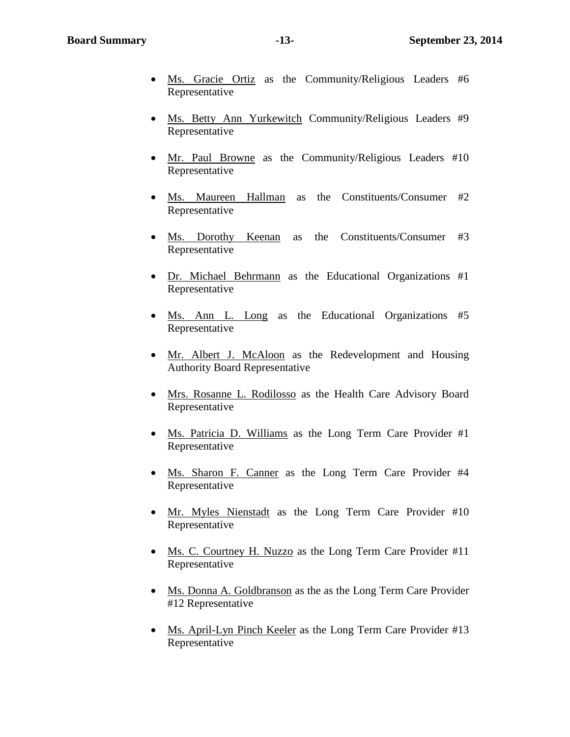- Ms. Gracie Ortiz as the Community/Religious Leaders #6 Representative

- Ms. Betty Ann Yurkewitch Community/Religious Leaders #9 Representative

- Mr. Paul Browne as the Community/Religious Leaders #10 Representative

- Ms. Maureen Hallman as the Constituents/Consumer #2 Representative

- Ms. Dorothy Keenan as the Constituents/Consumer #3 Representative

- Dr. Michael Behrmann as the Educational Organizations #1 Representative

- Ms. Ann L. Long as the Educational Organizations #5 Representative

- Mr. Albert J. McAloon as the Redevelopment and Housing Authority Board Representative

- Mrs. Rosanne L. Rodilosso as the Health Care Advisory Board Representative

- Ms. Patricia D. Williams as the Long Term Care Provider #1 Representative

- Ms. Sharon F. Canner as the Long Term Care Provider #4 Representative

- Mr. Myles Nienstadt as the Long Term Care Provider #10 Representative

- Ms. C. Courtney H. Nuzzo as the Long Term Care Provider #11 Representative

- Ms. Donna A. Goldbranson as the as the Long Term Care Provider #12 Representative

- Ms. April-Lyn Pinch Keeler as the Long Term Care Provider #13 Representative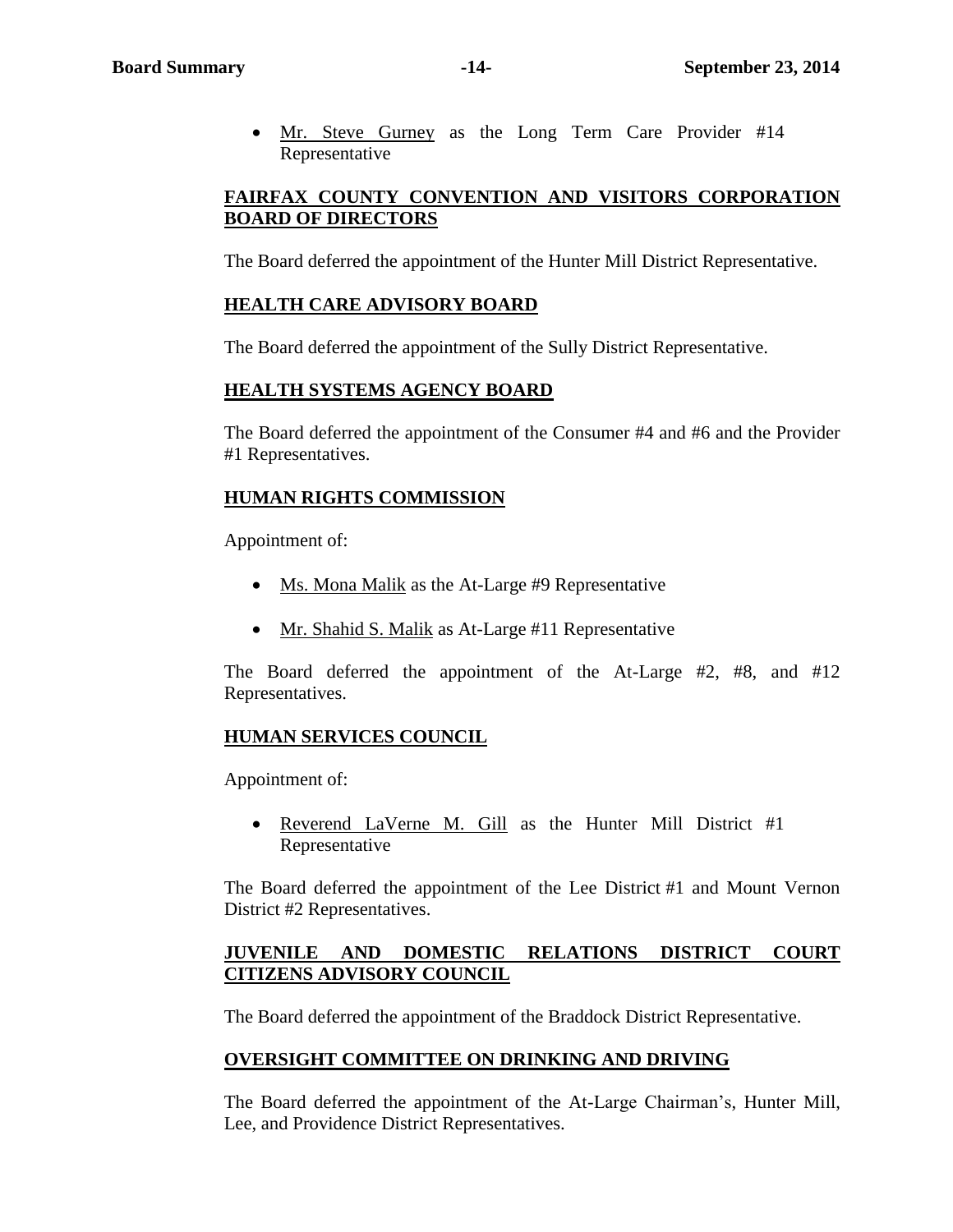- Mr. Steve Gurney as the Long Term Care Provider #14 Representative

**FAIRFAX COUNTY CONVENTION AND VISITORS CORPORATION BOARD OF DIRECTORS**

The Board deferred the appointment of the Hunter Mill District Representative.

**HEALTH CARE ADVISORY BOARD**

The Board deferred the appointment of the Sully District Representative.

**HEALTH SYSTEMS AGENCY BOARD**

The Board deferred the appointment of the Consumer #4 and #6 and the Provider #1 Representatives.

**HUMAN RIGHTS COMMISSION**

Appointment of:

- Ms. Mona Malik as the At-Large #9 Representative

- Mr. Shahid S. Malik as At-Large #11 Representative

The Board deferred the appointment of the At-Large #2, #8, and #12 Representatives.

**HUMAN SERVICES COUNCIL**

Appointment of:

- Reverend LaVerne M. Gill as the Hunter Mill District #1 Representative

The Board deferred the appointment of the Lee District #1 and Mount Vernon District #2 Representatives.

**JUVENILE AND DOMESTIC RELATIONS DISTRICT COURT CITIZENS ADVISORY COUNCIL**

The Board deferred the appointment of the Braddock District Representative.

**OVERSIGHT COMMITTEE ON DRINKING AND DRIVING**

The Board deferred the appointment of the At-Large Chairman's, Hunter Mill, Lee, and Providence District Representatives.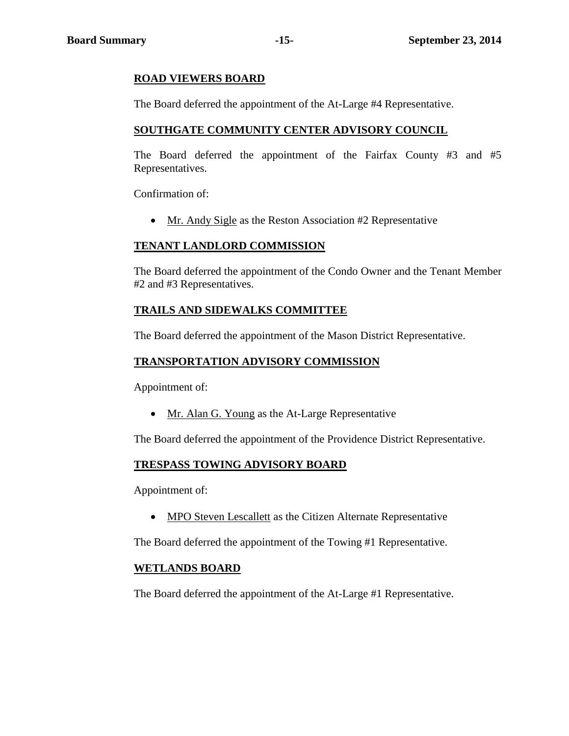**ROAD VIEWERS BOARD**

The Board deferred the appointment of the At-Large #4 Representative.

**SOUTHGATE COMMUNITY CENTER ADVISORY COUNCIL**

The Board deferred the appointment of the Fairfax County #3 and #5 Representatives.

Confirmation of:

- Mr. Andy Sigle as the Reston Association #2 Representative

**TENANT LANDLORD COMMISSION**

The Board deferred the appointment of the Condo Owner and the Tenant Member #2 and #3 Representatives.

**TRAILS AND SIDEWALKS COMMITTEE**

The Board deferred the appointment of the Mason District Representative.

**TRANSPORTATION ADVISORY COMMISSION**

Appointment of:

- Mr. Alan G. Young as the At-Large Representative

The Board deferred the appointment of the Providence District Representative.

**TRESPASS TOWING ADVISORY BOARD**

Appointment of:

- MPO Steven Lescallett as the Citizen Alternate Representative

The Board deferred the appointment of the Towing #1 Representative.

**WETLANDS BOARD**

The Board deferred the appointment of the At-Large #1 Representative.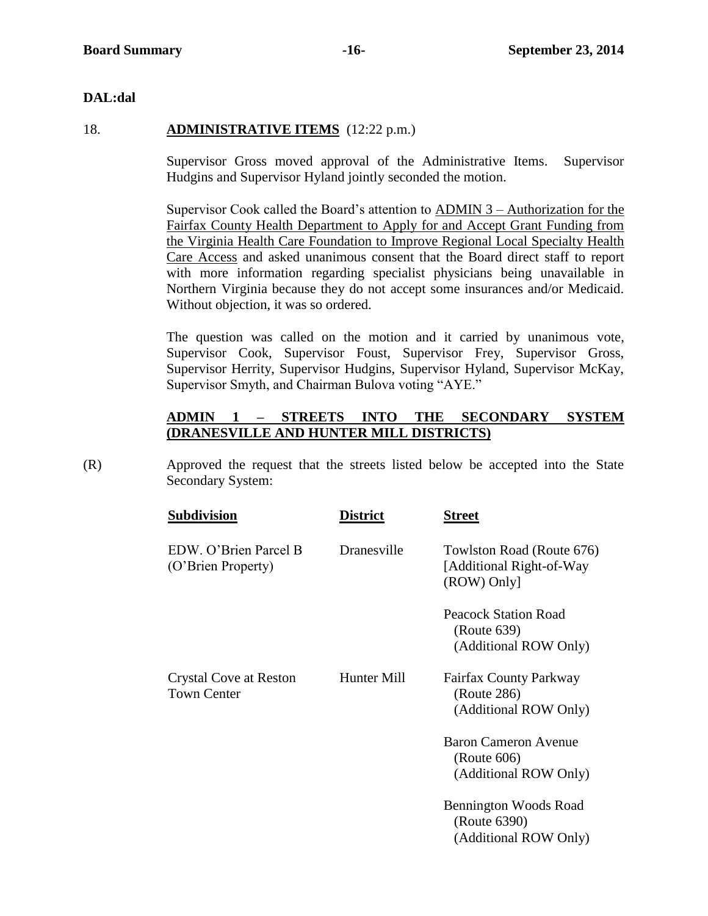**DAL:dal**

18. **ADMINISTRATIVE ITEMS** (12:22 p.m.)

Supervisor Gross moved approval of the Administrative Items. Supervisor Hudgins and Supervisor Hyland jointly seconded the motion.

Supervisor Cook called the Board's attention to ADMIN 3 – Authorization for the Fairfax County Health Department to Apply for and Accept Grant Funding from the Virginia Health Care Foundation to Improve Regional Local Specialty Health Care Access and asked unanimous consent that the Board direct staff to report with more information regarding specialist physicians being unavailable in Northern Virginia because they do not accept some insurances and/or Medicaid. Without objection, it was so ordered.

The question was called on the motion and it carried by unanimous vote, Supervisor Cook, Supervisor Foust, Supervisor Frey, Supervisor Gross, Supervisor Herrity, Supervisor Hudgins, Supervisor Hyland, Supervisor McKay, Supervisor Smyth, and Chairman Bulova voting "AYE."

**ADMIN 1 – STREETS INTO THE SECONDARY SYSTEM (DRANESVILLE AND HUNTER MILL DISTRICTS)**

(R) Approved the request that the streets listed below be accepted into the State Secondary System:

| Subdivision | District | Street |
|---|---|---|
| EDW. O'Brien Parcel B (O'Brien Property) | Dranesville | Towlston Road (Route 676) [Additional Right-of-Way (ROW) Only] |
| | | Peacock Station Road (Route 639) (Additional ROW Only) |
| Crystal Cove at Reston Town Center | Hunter Mill | Fairfax County Parkway (Route 286) (Additional ROW Only) |
| | | Baron Cameron Avenue (Route 606) (Additional ROW Only) |
| | | Bennington Woods Road (Route 6390) (Additional ROW Only) |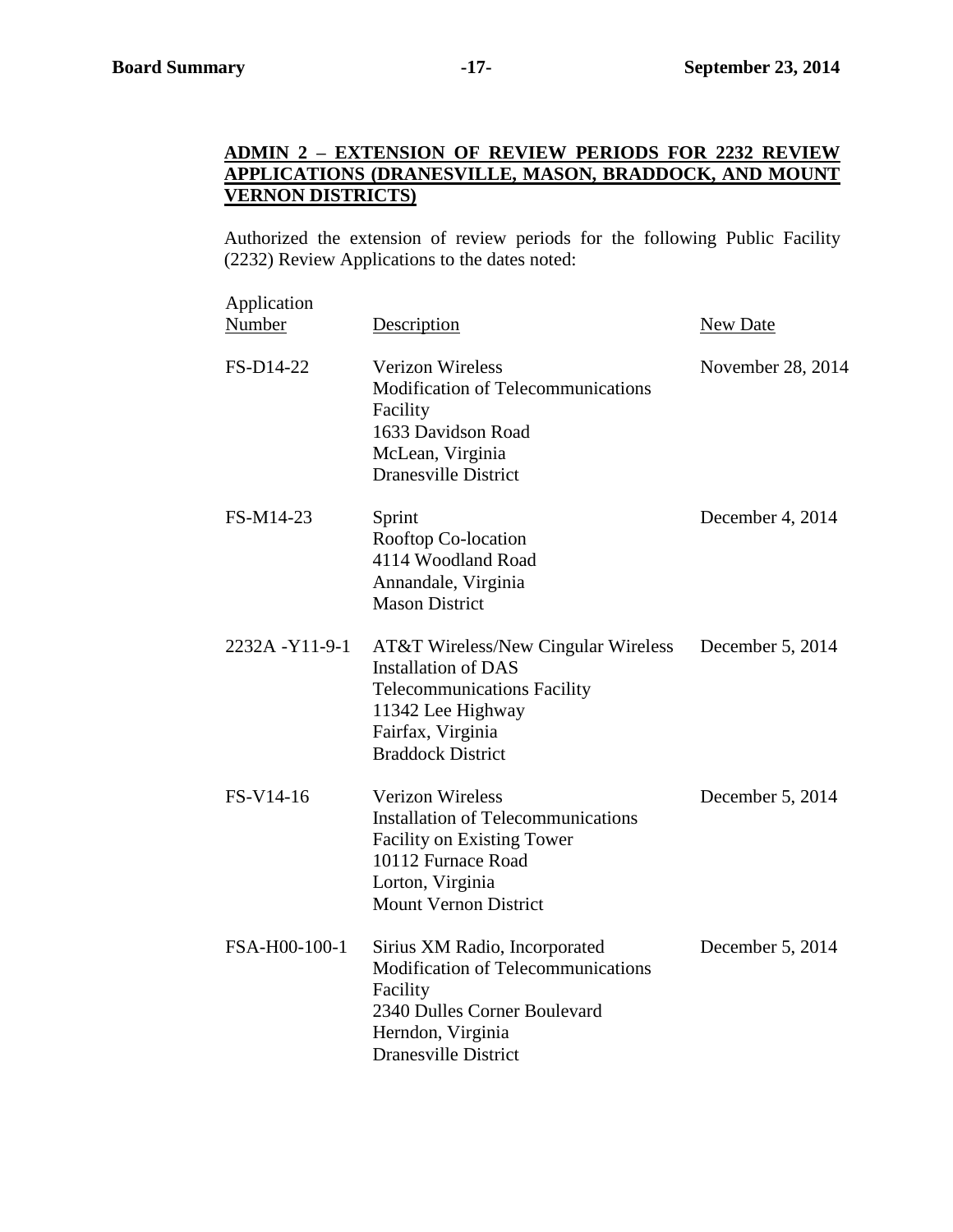**ADMIN 2 – EXTENSION OF REVIEW PERIODS FOR 2232 REVIEW APPLICATIONS (DRANESVILLE, MASON, BRADDOCK, AND MOUNT VERNON DISTRICTS)**

Authorized the extension of review periods for the following Public Facility (2232) Review Applications to the dates noted:

| Application Number | Description | New Date |
|---|---|---|
| FS-D14-22 | Verizon Wireless<br>Modification of Telecommunications Facility<br>1633 Davidson Road<br>McLean, Virginia<br>Dranesville District | November 28, 2014 |
| FS-M14-23 | Sprint<br>Rooftop Co-location<br>4114 Woodland Road<br>Annandale, Virginia<br>Mason District | December 4, 2014 |
| 2232A -Y11-9-1 | AT&T Wireless/New Cingular Wireless<br>Installation of DAS Telecommunications Facility<br>11342 Lee Highway<br>Fairfax, Virginia<br>Braddock District | December 5, 2014 |
| FS-V14-16 | Verizon Wireless<br>Installation of Telecommunications Facility on Existing Tower<br>10112 Furnace Road<br>Lorton, Virginia<br>Mount Vernon District | December 5, 2014 |
| FSA-H00-100-1 | Sirius XM Radio, Incorporated<br>Modification of Telecommunications Facility<br>2340 Dulles Corner Boulevard<br>Herndon, Virginia<br>Dranesville District | December 5, 2014 |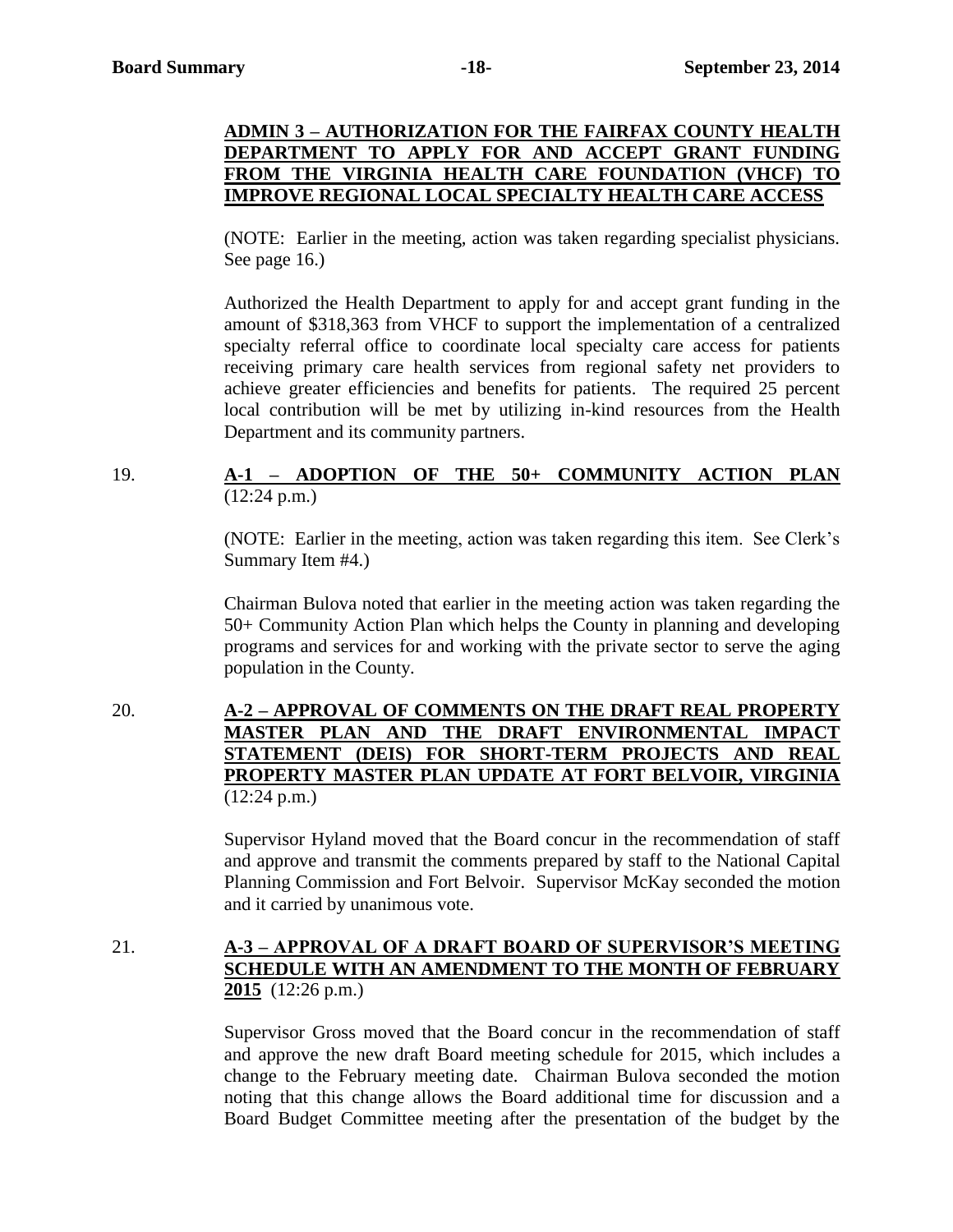**ADMIN 3 – AUTHORIZATION FOR THE FAIRFAX COUNTY HEALTH DEPARTMENT TO APPLY FOR AND ACCEPT GRANT FUNDING FROM THE VIRGINIA HEALTH CARE FOUNDATION (VHCF) TO IMPROVE REGIONAL LOCAL SPECIALTY HEALTH CARE ACCESS**

(NOTE: Earlier in the meeting, action was taken regarding specialist physicians. See page 16.)

Authorized the Health Department to apply for and accept grant funding in the amount of $318,363 from VHCF to support the implementation of a centralized specialty referral office to coordinate local specialty care access for patients receiving primary care health services from regional safety net providers to achieve greater efficiencies and benefits for patients. The required 25 percent local contribution will be met by utilizing in-kind resources from the Health Department and its community partners.

19. **A-1 – ADOPTION OF THE 50+ COMMUNITY ACTION PLAN** (12:24 p.m.)

(NOTE: Earlier in the meeting, action was taken regarding this item. See Clerk's Summary Item #4.)

Chairman Bulova noted that earlier in the meeting action was taken regarding the 50+ Community Action Plan which helps the County in planning and developing programs and services for and working with the private sector to serve the aging population in the County.

20. **A-2 – APPROVAL OF COMMENTS ON THE DRAFT REAL PROPERTY MASTER PLAN AND THE DRAFT ENVIRONMENTAL IMPACT STATEMENT (DEIS) FOR SHORT-TERM PROJECTS AND REAL PROPERTY MASTER PLAN UPDATE AT FORT BELVOIR, VIRGINIA** (12:24 p.m.)

Supervisor Hyland moved that the Board concur in the recommendation of staff and approve and transmit the comments prepared by staff to the National Capital Planning Commission and Fort Belvoir. Supervisor McKay seconded the motion and it carried by unanimous vote.

21. **A-3 – APPROVAL OF A DRAFT BOARD OF SUPERVISOR'S MEETING SCHEDULE WITH AN AMENDMENT TO THE MONTH OF FEBRUARY 2015** (12:26 p.m.)

Supervisor Gross moved that the Board concur in the recommendation of staff and approve the new draft Board meeting schedule for 2015, which includes a change to the February meeting date. Chairman Bulova seconded the motion noting that this change allows the Board additional time for discussion and a Board Budget Committee meeting after the presentation of the budget by the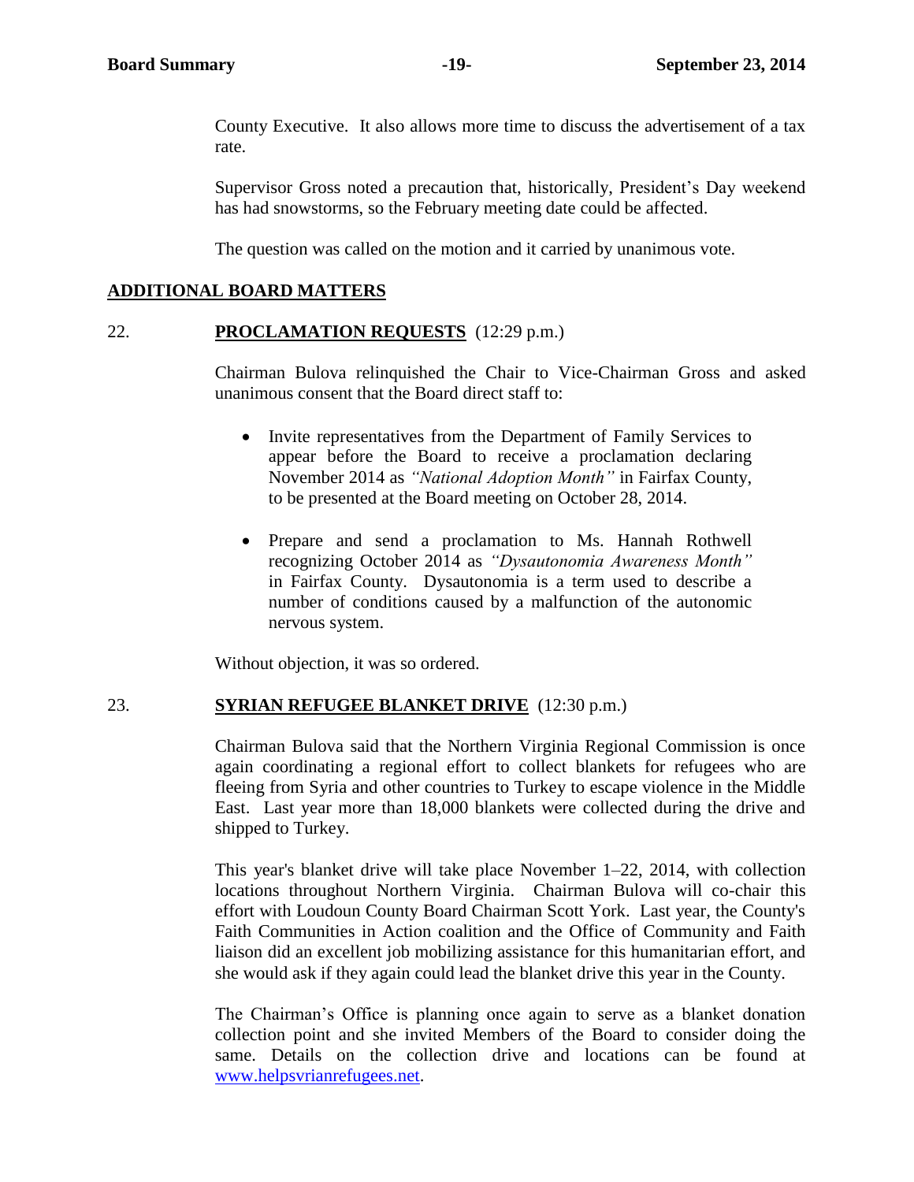County Executive. It also allows more time to discuss the advertisement of a tax rate.

Supervisor Gross noted a precaution that, historically, President's Day weekend has had snowstorms, so the February meeting date could be affected.

The question was called on the motion and it carried by unanimous vote.

## ADDITIONAL BOARD MATTERS

22. **PROCLAMATION REQUESTS** (12:29 p.m.)

Chairman Bulova relinquished the Chair to Vice-Chairman Gross and asked unanimous consent that the Board direct staff to:

- Invite representatives from the Department of Family Services to appear before the Board to receive a proclamation declaring November 2014 as *"National Adoption Month"* in Fairfax County, to be presented at the Board meeting on October 28, 2014.

- Prepare and send a proclamation to Ms. Hannah Rothwell recognizing October 2014 as *"Dysautonomia Awareness Month"* in Fairfax County. Dysautonomia is a term used to describe a number of conditions caused by a malfunction of the autonomic nervous system.

Without objection, it was so ordered.

23. **SYRIAN REFUGEE BLANKET DRIVE** (12:30 p.m.)

Chairman Bulova said that the Northern Virginia Regional Commission is once again coordinating a regional effort to collect blankets for refugees who are fleeing from Syria and other countries to Turkey to escape violence in the Middle East. Last year more than 18,000 blankets were collected during the drive and shipped to Turkey.

This year's blanket drive will take place November 1–22, 2014, with collection locations throughout Northern Virginia. Chairman Bulova will co-chair this effort with Loudoun County Board Chairman Scott York. Last year, the County's Faith Communities in Action coalition and the Office of Community and Faith liaison did an excellent job mobilizing assistance for this humanitarian effort, and she would ask if they again could lead the blanket drive this year in the County.

The Chairman's Office is planning once again to serve as a blanket donation collection point and she invited Members of the Board to consider doing the same. Details on the collection drive and locations can be found at www.helpsyrianrefugees.net.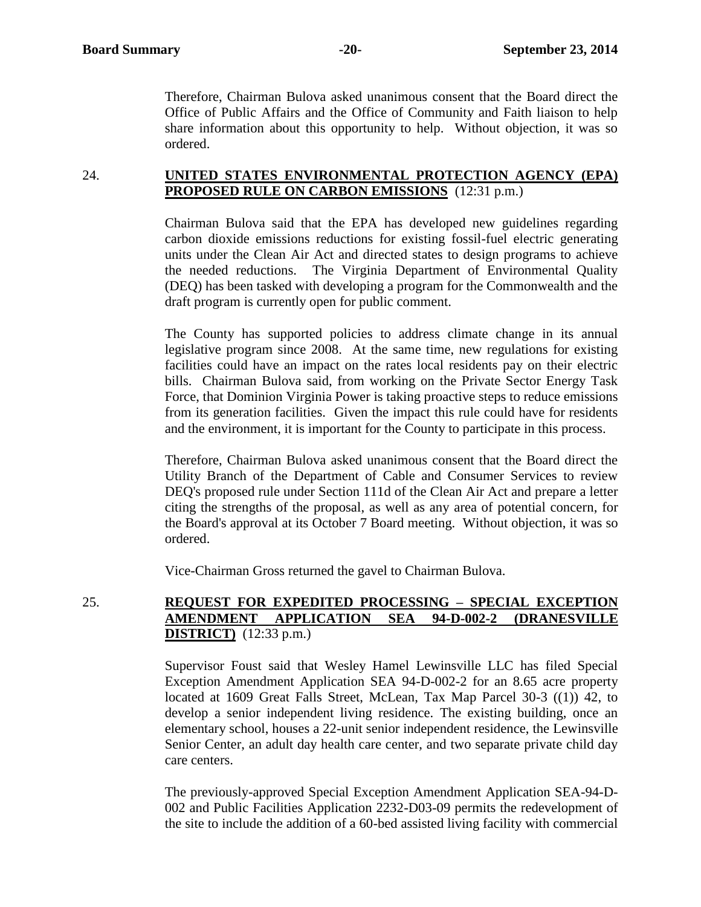Therefore, Chairman Bulova asked unanimous consent that the Board direct the Office of Public Affairs and the Office of Community and Faith liaison to help share information about this opportunity to help. Without objection, it was so ordered.

24. **UNITED STATES ENVIRONMENTAL PROTECTION AGENCY (EPA) PROPOSED RULE ON CARBON EMISSIONS** (12:31 p.m.)

Chairman Bulova said that the EPA has developed new guidelines regarding carbon dioxide emissions reductions for existing fossil-fuel electric generating units under the Clean Air Act and directed states to design programs to achieve the needed reductions. The Virginia Department of Environmental Quality (DEQ) has been tasked with developing a program for the Commonwealth and the draft program is currently open for public comment.

The County has supported policies to address climate change in its annual legislative program since 2008. At the same time, new regulations for existing facilities could have an impact on the rates local residents pay on their electric bills. Chairman Bulova said, from working on the Private Sector Energy Task Force, that Dominion Virginia Power is taking proactive steps to reduce emissions from its generation facilities. Given the impact this rule could have for residents and the environment, it is important for the County to participate in this process.

Therefore, Chairman Bulova asked unanimous consent that the Board direct the Utility Branch of the Department of Cable and Consumer Services to review DEQ's proposed rule under Section 111d of the Clean Air Act and prepare a letter citing the strengths of the proposal, as well as any area of potential concern, for the Board's approval at its October 7 Board meeting. Without objection, it was so ordered.

Vice-Chairman Gross returned the gavel to Chairman Bulova.

25. **REQUEST FOR EXPEDITED PROCESSING – SPECIAL EXCEPTION AMENDMENT APPLICATION SEA 94-D-002-2 (DRANESVILLE DISTRICT)** (12:33 p.m.)

Supervisor Foust said that Wesley Hamel Lewinsville LLC has filed Special Exception Amendment Application SEA 94-D-002-2 for an 8.65 acre property located at 1609 Great Falls Street, McLean, Tax Map Parcel 30-3 ((1)) 42, to develop a senior independent living residence. The existing building, once an elementary school, houses a 22-unit senior independent residence, the Lewinsville Senior Center, an adult day health care center, and two separate private child day care centers.

The previously-approved Special Exception Amendment Application SEA-94-D-002 and Public Facilities Application 2232-D03-09 permits the redevelopment of the site to include the addition of a 60-bed assisted living facility with commercial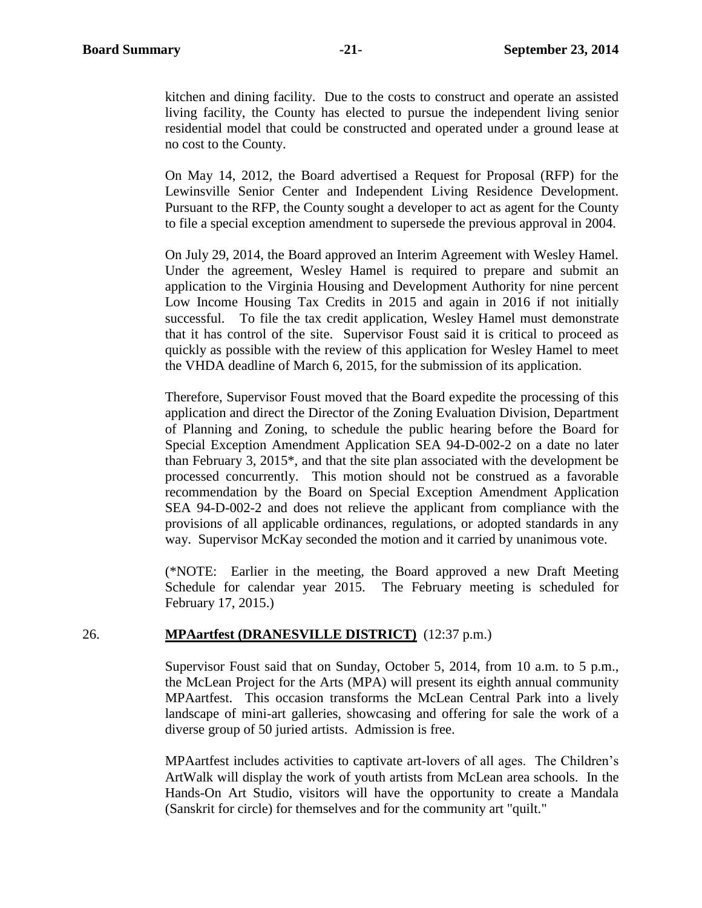kitchen and dining facility. Due to the costs to construct and operate an assisted living facility, the County has elected to pursue the independent living senior residential model that could be constructed and operated under a ground lease at no cost to the County.

On May 14, 2012, the Board advertised a Request for Proposal (RFP) for the Lewinsville Senior Center and Independent Living Residence Development. Pursuant to the RFP, the County sought a developer to act as agent for the County to file a special exception amendment to supersede the previous approval in 2004.

On July 29, 2014, the Board approved an Interim Agreement with Wesley Hamel. Under the agreement, Wesley Hamel is required to prepare and submit an application to the Virginia Housing and Development Authority for nine percent Low Income Housing Tax Credits in 2015 and again in 2016 if not initially successful. To file the tax credit application, Wesley Hamel must demonstrate that it has control of the site. Supervisor Foust said it is critical to proceed as quickly as possible with the review of this application for Wesley Hamel to meet the VHDA deadline of March 6, 2015, for the submission of its application.

Therefore, Supervisor Foust moved that the Board expedite the processing of this application and direct the Director of the Zoning Evaluation Division, Department of Planning and Zoning, to schedule the public hearing before the Board for Special Exception Amendment Application SEA 94-D-002-2 on a date no later than February 3, 2015*, and that the site plan associated with the development be processed concurrently. This motion should not be construed as a favorable recommendation by the Board on Special Exception Amendment Application SEA 94-D-002-2 and does not relieve the applicant from compliance with the provisions of all applicable ordinances, regulations, or adopted standards in any way. Supervisor McKay seconded the motion and it carried by unanimous vote.

(*NOTE: Earlier in the meeting, the Board approved a new Draft Meeting Schedule for calendar year 2015. The February meeting is scheduled for February 17, 2015.)

26. **MPAartfest (DRANESVILLE DISTRICT)** (12:37 p.m.)

Supervisor Foust said that on Sunday, October 5, 2014, from 10 a.m. to 5 p.m., the McLean Project for the Arts (MPA) will present its eighth annual community MPAartfest. This occasion transforms the McLean Central Park into a lively landscape of mini-art galleries, showcasing and offering for sale the work of a diverse group of 50 juried artists. Admission is free.

MPAartfest includes activities to captivate art-lovers of all ages. The Children's ArtWalk will display the work of youth artists from McLean area schools. In the Hands-On Art Studio, visitors will have the opportunity to create a Mandala (Sanskrit for circle) for themselves and for the community art "quilt."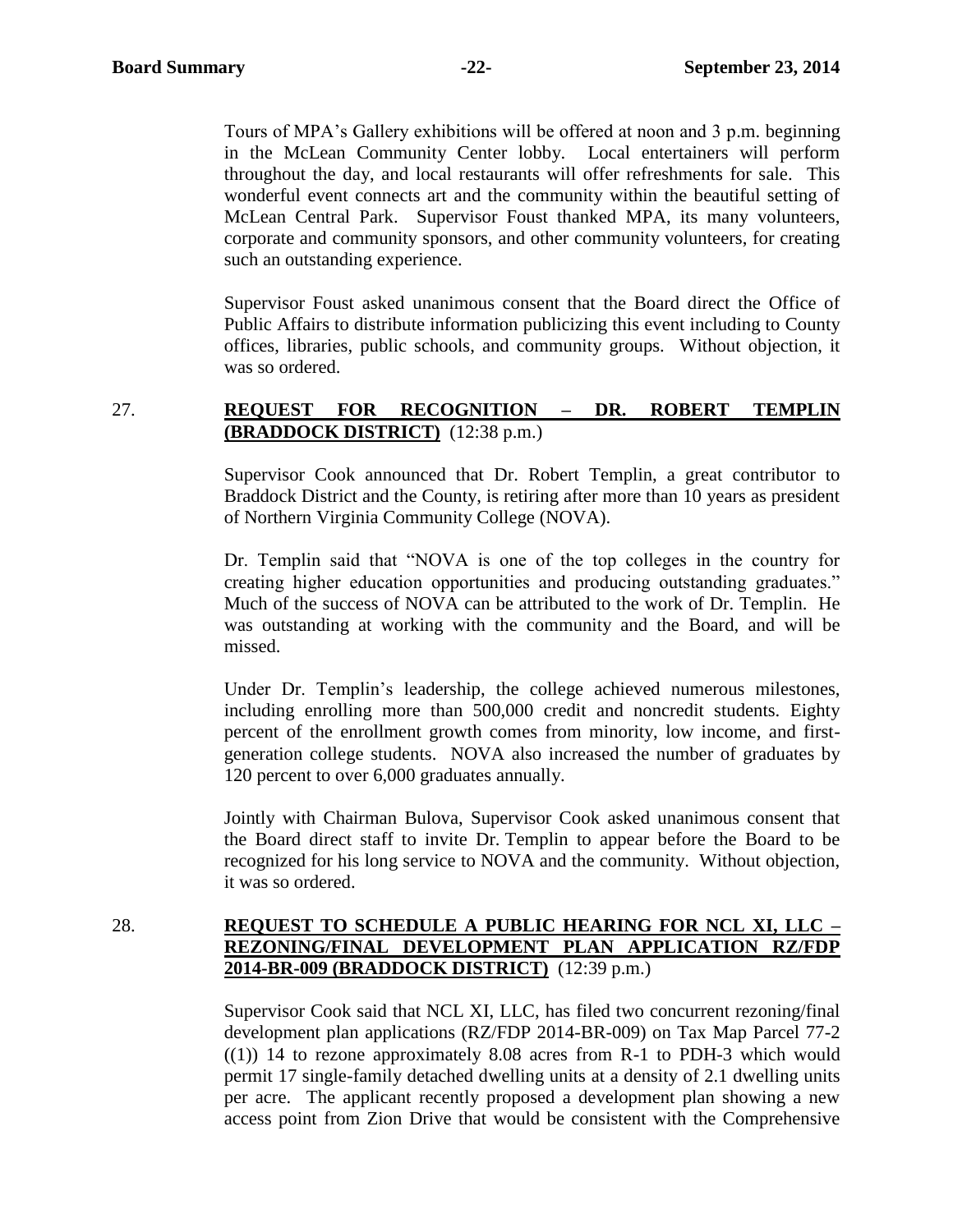Tours of MPA's Gallery exhibitions will be offered at noon and 3 p.m. beginning in the McLean Community Center lobby. Local entertainers will perform throughout the day, and local restaurants will offer refreshments for sale. This wonderful event connects art and the community within the beautiful setting of McLean Central Park. Supervisor Foust thanked MPA, its many volunteers, corporate and community sponsors, and other community volunteers, for creating such an outstanding experience.

Supervisor Foust asked unanimous consent that the Board direct the Office of Public Affairs to distribute information publicizing this event including to County offices, libraries, public schools, and community groups. Without objection, it was so ordered.

27. **REQUEST FOR RECOGNITION – DR. ROBERT TEMPLIN (BRADDOCK DISTRICT)** (12:38 p.m.)

Supervisor Cook announced that Dr. Robert Templin, a great contributor to Braddock District and the County, is retiring after more than 10 years as president of Northern Virginia Community College (NOVA).

Dr. Templin said that "NOVA is one of the top colleges in the country for creating higher education opportunities and producing outstanding graduates." Much of the success of NOVA can be attributed to the work of Dr. Templin. He was outstanding at working with the community and the Board, and will be missed.

Under Dr. Templin's leadership, the college achieved numerous milestones, including enrolling more than 500,000 credit and noncredit students. Eighty percent of the enrollment growth comes from minority, low income, and first-generation college students. NOVA also increased the number of graduates by 120 percent to over 6,000 graduates annually.

Jointly with Chairman Bulova, Supervisor Cook asked unanimous consent that the Board direct staff to invite Dr. Templin to appear before the Board to be recognized for his long service to NOVA and the community. Without objection, it was so ordered.

28. **REQUEST TO SCHEDULE A PUBLIC HEARING FOR NCL XI, LLC – REZONING/FINAL DEVELOPMENT PLAN APPLICATION RZ/FDP 2014-BR-009 (BRADDOCK DISTRICT)** (12:39 p.m.)

Supervisor Cook said that NCL XI, LLC, has filed two concurrent rezoning/final development plan applications (RZ/FDP 2014-BR-009) on Tax Map Parcel 77-2 ((1)) 14 to rezone approximately 8.08 acres from R-1 to PDH-3 which would permit 17 single-family detached dwelling units at a density of 2.1 dwelling units per acre. The applicant recently proposed a development plan showing a new access point from Zion Drive that would be consistent with the Comprehensive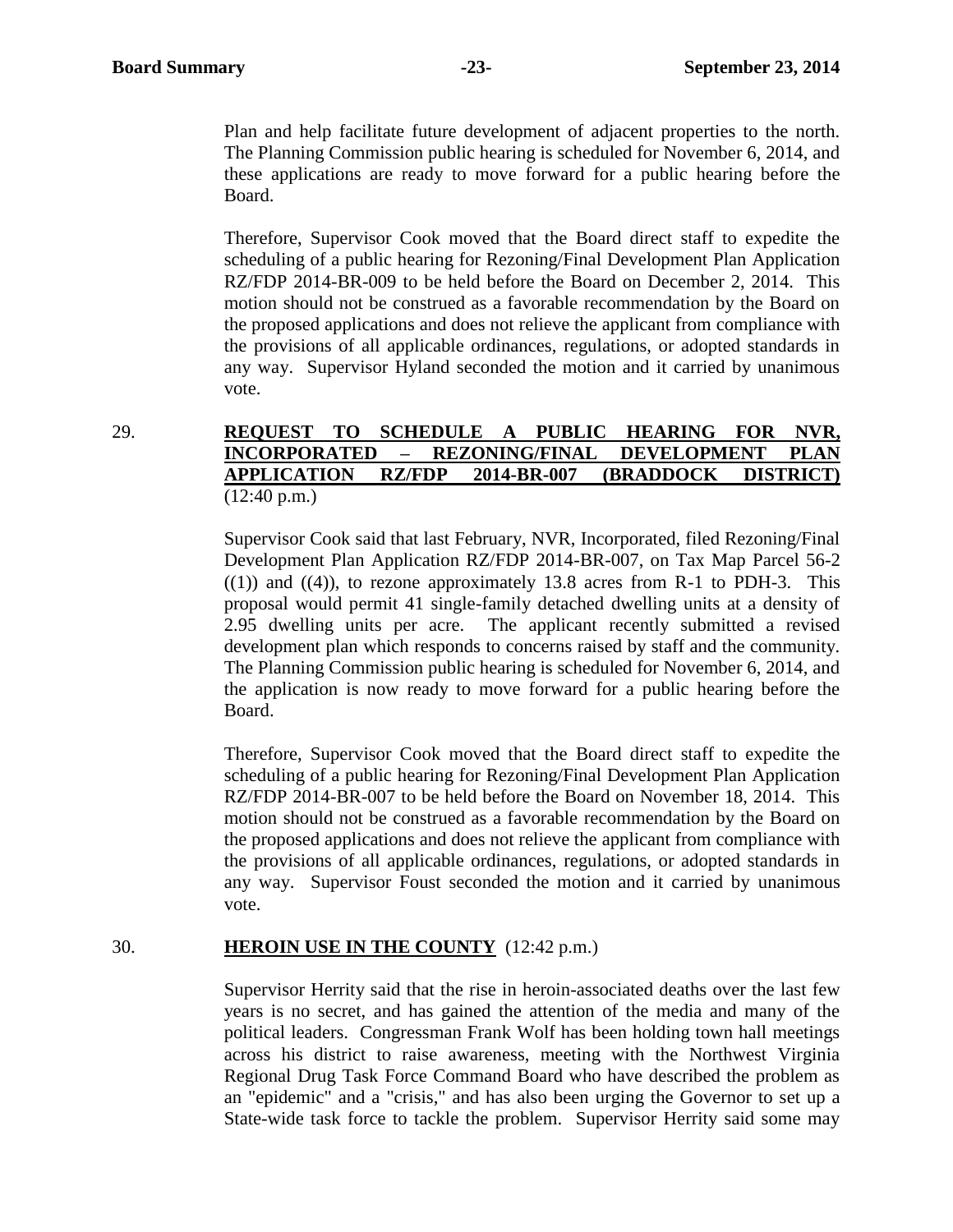Plan and help facilitate future development of adjacent properties to the north. The Planning Commission public hearing is scheduled for November 6, 2014, and these applications are ready to move forward for a public hearing before the Board.

Therefore, Supervisor Cook moved that the Board direct staff to expedite the scheduling of a public hearing for Rezoning/Final Development Plan Application RZ/FDP 2014-BR-009 to be held before the Board on December 2, 2014. This motion should not be construed as a favorable recommendation by the Board on the proposed applications and does not relieve the applicant from compliance with the provisions of all applicable ordinances, regulations, or adopted standards in any way. Supervisor Hyland seconded the motion and it carried by unanimous vote.

29. **REQUEST TO SCHEDULE A PUBLIC HEARING FOR NVR, INCORPORATED – REZONING/FINAL DEVELOPMENT PLAN APPLICATION RZ/FDP 2014-BR-007 (BRADDOCK DISTRICT)** (12:40 p.m.)

Supervisor Cook said that last February, NVR, Incorporated, filed Rezoning/Final Development Plan Application RZ/FDP 2014-BR-007, on Tax Map Parcel 56-2 ((1)) and ((4)), to rezone approximately 13.8 acres from R-1 to PDH-3. This proposal would permit 41 single-family detached dwelling units at a density of 2.95 dwelling units per acre. The applicant recently submitted a revised development plan which responds to concerns raised by staff and the community. The Planning Commission public hearing is scheduled for November 6, 2014, and the application is now ready to move forward for a public hearing before the Board.

Therefore, Supervisor Cook moved that the Board direct staff to expedite the scheduling of a public hearing for Rezoning/Final Development Plan Application RZ/FDP 2014-BR-007 to be held before the Board on November 18, 2014. This motion should not be construed as a favorable recommendation by the Board on the proposed applications and does not relieve the applicant from compliance with the provisions of all applicable ordinances, regulations, or adopted standards in any way. Supervisor Foust seconded the motion and it carried by unanimous vote.

30. **HEROIN USE IN THE COUNTY** (12:42 p.m.)

Supervisor Herrity said that the rise in heroin-associated deaths over the last few years is no secret, and has gained the attention of the media and many of the political leaders. Congressman Frank Wolf has been holding town hall meetings across his district to raise awareness, meeting with the Northwest Virginia Regional Drug Task Force Command Board who have described the problem as an "epidemic" and a "crisis," and has also been urging the Governor to set up a State-wide task force to tackle the problem. Supervisor Herrity said some may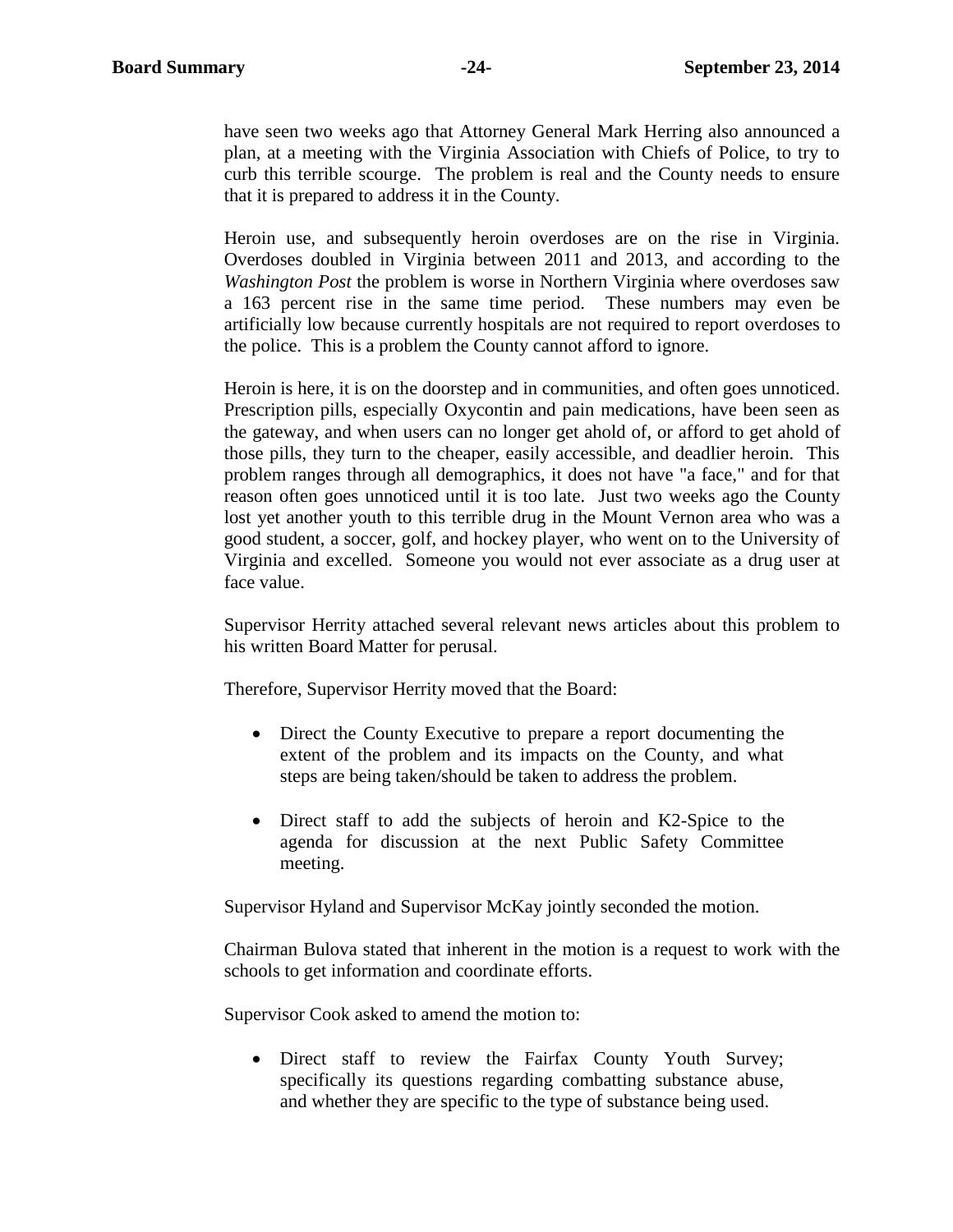have seen two weeks ago that Attorney General Mark Herring also announced a plan, at a meeting with the Virginia Association with Chiefs of Police, to try to curb this terrible scourge. The problem is real and the County needs to ensure that it is prepared to address it in the County.

Heroin use, and subsequently heroin overdoses are on the rise in Virginia. Overdoses doubled in Virginia between 2011 and 2013, and according to the *Washington Post* the problem is worse in Northern Virginia where overdoses saw a 163 percent rise in the same time period. These numbers may even be artificially low because currently hospitals are not required to report overdoses to the police. This is a problem the County cannot afford to ignore.

Heroin is here, it is on the doorstep and in communities, and often goes unnoticed. Prescription pills, especially Oxycontin and pain medications, have been seen as the gateway, and when users can no longer get ahold of, or afford to get ahold of those pills, they turn to the cheaper, easily accessible, and deadlier heroin. This problem ranges through all demographics, it does not have "a face," and for that reason often goes unnoticed until it is too late. Just two weeks ago the County lost yet another youth to this terrible drug in the Mount Vernon area who was a good student, a soccer, golf, and hockey player, who went on to the University of Virginia and excelled. Someone you would not ever associate as a drug user at face value.

Supervisor Herrity attached several relevant news articles about this problem to his written Board Matter for perusal.

Therefore, Supervisor Herrity moved that the Board:

- Direct the County Executive to prepare a report documenting the extent of the problem and its impacts on the County, and what steps are being taken/should be taken to address the problem.
- Direct staff to add the subjects of heroin and K2-Spice to the agenda for discussion at the next Public Safety Committee meeting.

Supervisor Hyland and Supervisor McKay jointly seconded the motion.

Chairman Bulova stated that inherent in the motion is a request to work with the schools to get information and coordinate efforts.

Supervisor Cook asked to amend the motion to:

- Direct staff to review the Fairfax County Youth Survey; specifically its questions regarding combatting substance abuse, and whether they are specific to the type of substance being used.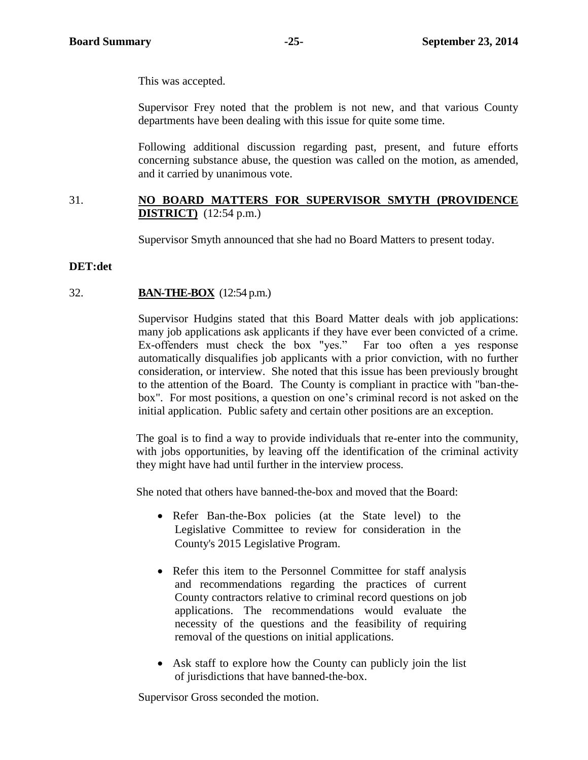This was accepted.

Supervisor Frey noted that the problem is not new, and that various County departments have been dealing with this issue for quite some time.

Following additional discussion regarding past, present, and future efforts concerning substance abuse, the question was called on the motion, as amended, and it carried by unanimous vote.

31. **NO BOARD MATTERS FOR SUPERVISOR SMYTH (PROVIDENCE DISTRICT)** (12:54 p.m.)

Supervisor Smyth announced that she had no Board Matters to present today.

**DET:det**

32. **BAN-THE-BOX** (12:54 p.m.)

Supervisor Hudgins stated that this Board Matter deals with job applications: many job applications ask applicants if they have ever been convicted of a crime. Ex-offenders must check the box "yes." Far too often a yes response automatically disqualifies job applicants with a prior conviction, with no further consideration, or interview. She noted that this issue has been previously brought to the attention of the Board. The County is compliant in practice with "ban-the-box". For most positions, a question on one's criminal record is not asked on the initial application. Public safety and certain other positions are an exception.

The goal is to find a way to provide individuals that re-enter into the community, with jobs opportunities, by leaving off the identification of the criminal activity they might have had until further in the interview process.

She noted that others have banned-the-box and moved that the Board:

- Refer Ban-the-Box policies (at the State level) to the Legislative Committee to review for consideration in the County's 2015 Legislative Program.

- Refer this item to the Personnel Committee for staff analysis and recommendations regarding the practices of current County contractors relative to criminal record questions on job applications. The recommendations would evaluate the necessity of the questions and the feasibility of requiring removal of the questions on initial applications.

- Ask staff to explore how the County can publicly join the list of jurisdictions that have banned-the-box.

Supervisor Gross seconded the motion.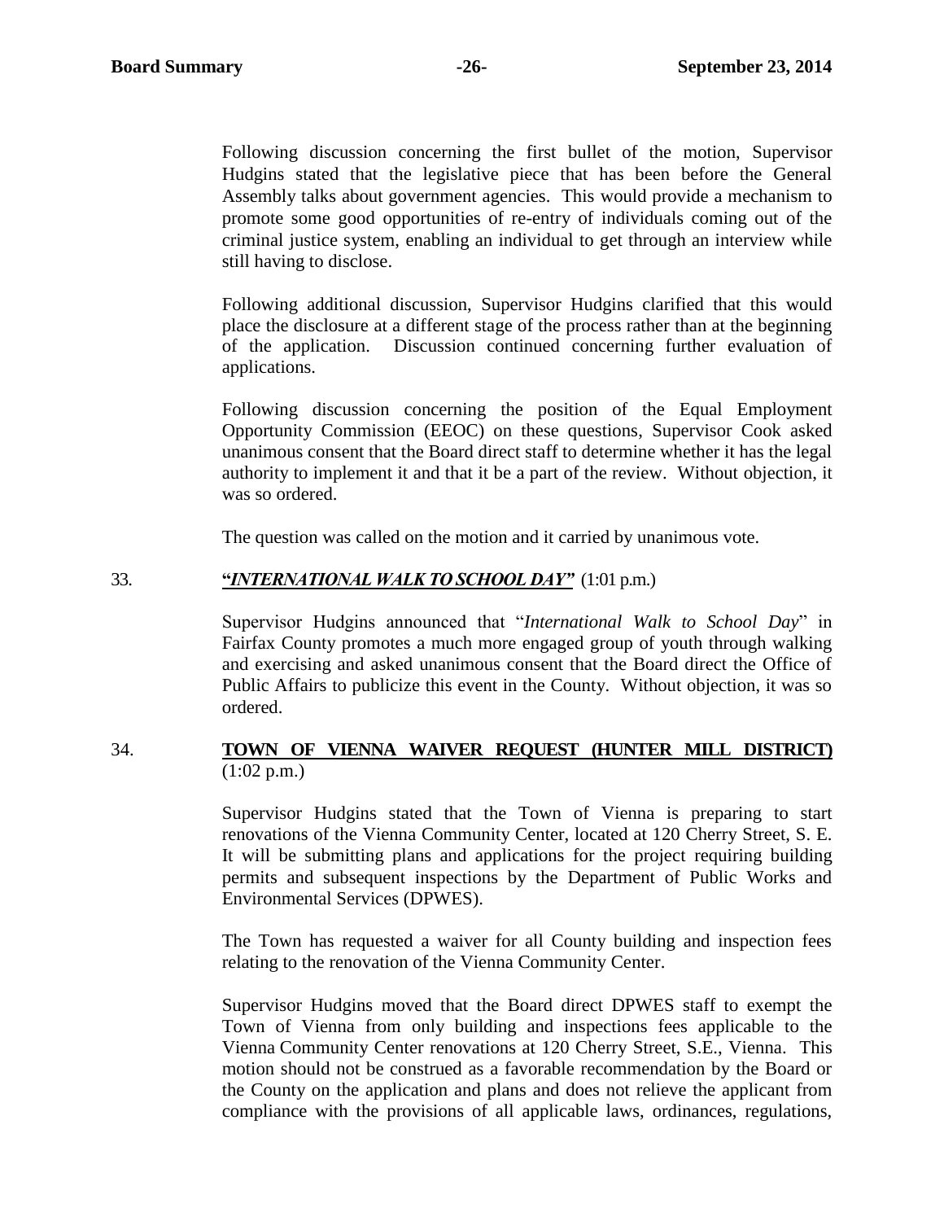Following discussion concerning the first bullet of the motion, Supervisor Hudgins stated that the legislative piece that has been before the General Assembly talks about government agencies. This would provide a mechanism to promote some good opportunities of re-entry of individuals coming out of the criminal justice system, enabling an individual to get through an interview while still having to disclose.

Following additional discussion, Supervisor Hudgins clarified that this would place the disclosure at a different stage of the process rather than at the beginning of the application. Discussion continued concerning further evaluation of applications.

Following discussion concerning the position of the Equal Employment Opportunity Commission (EEOC) on these questions, Supervisor Cook asked unanimous consent that the Board direct staff to determine whether it has the legal authority to implement it and that it be a part of the review. Without objection, it was so ordered.

The question was called on the motion and it carried by unanimous vote.

33. **"*INTERNATIONAL WALK TO SCHOOL DAY*"** (1:01 p.m.)

Supervisor Hudgins announced that "*International Walk to School Day*" in Fairfax County promotes a much more engaged group of youth through walking and exercising and asked unanimous consent that the Board direct the Office of Public Affairs to publicize this event in the County. Without objection, it was so ordered.

34. **TOWN OF VIENNA WAIVER REQUEST (HUNTER MILL DISTRICT)** (1:02 p.m.)

Supervisor Hudgins stated that the Town of Vienna is preparing to start renovations of the Vienna Community Center, located at 120 Cherry Street, S. E. It will be submitting plans and applications for the project requiring building permits and subsequent inspections by the Department of Public Works and Environmental Services (DPWES).

The Town has requested a waiver for all County building and inspection fees relating to the renovation of the Vienna Community Center.

Supervisor Hudgins moved that the Board direct DPWES staff to exempt the Town of Vienna from only building and inspections fees applicable to the Vienna Community Center renovations at 120 Cherry Street, S.E., Vienna. This motion should not be construed as a favorable recommendation by the Board or the County on the application and plans and does not relieve the applicant from compliance with the provisions of all applicable laws, ordinances, regulations,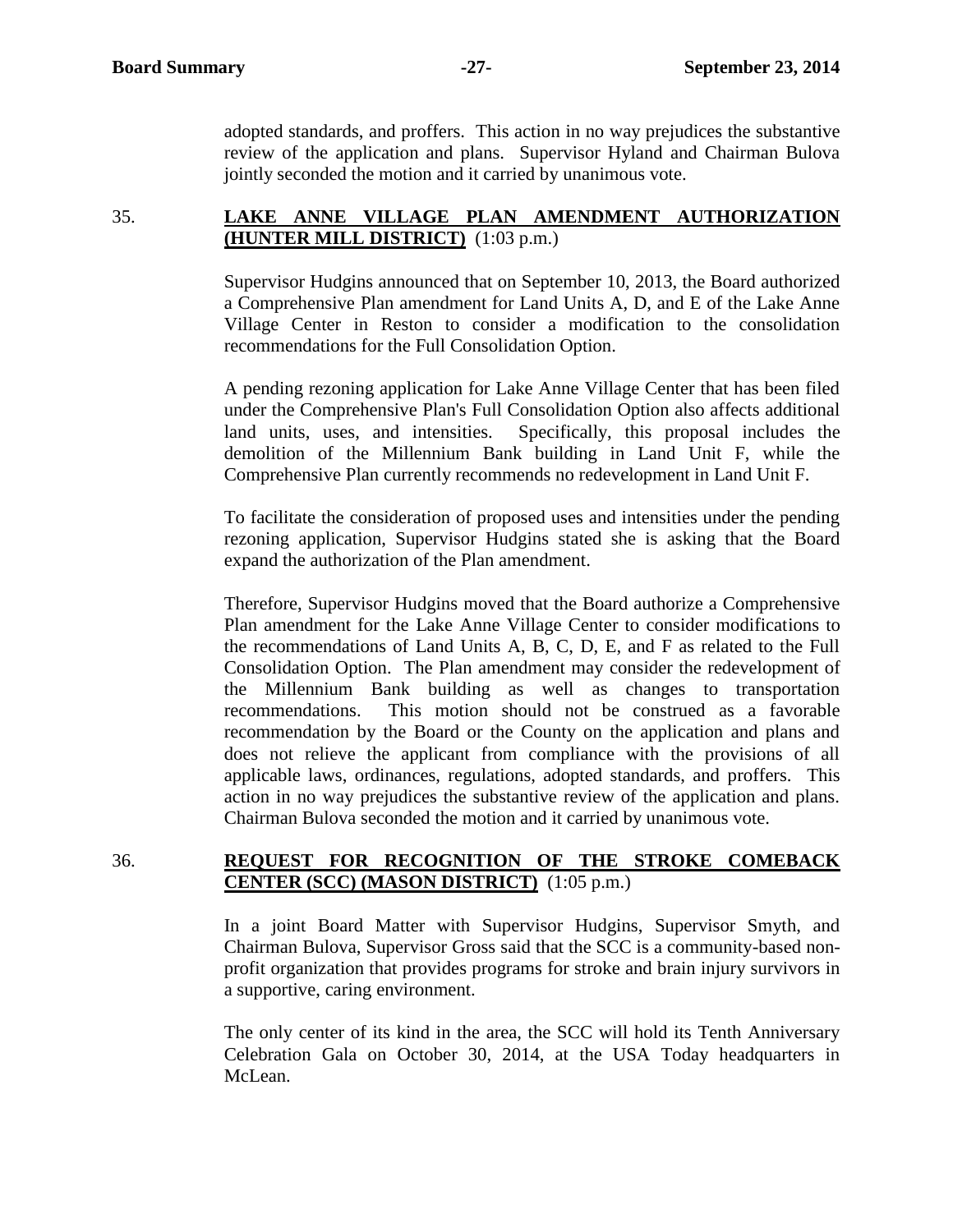adopted standards, and proffers. This action in no way prejudices the substantive review of the application and plans. Supervisor Hyland and Chairman Bulova jointly seconded the motion and it carried by unanimous vote.

35. **LAKE ANNE VILLAGE PLAN AMENDMENT AUTHORIZATION (HUNTER MILL DISTRICT)** (1:03 p.m.)

Supervisor Hudgins announced that on September 10, 2013, the Board authorized a Comprehensive Plan amendment for Land Units A, D, and E of the Lake Anne Village Center in Reston to consider a modification to the consolidation recommendations for the Full Consolidation Option.

A pending rezoning application for Lake Anne Village Center that has been filed under the Comprehensive Plan's Full Consolidation Option also affects additional land units, uses, and intensities. Specifically, this proposal includes the demolition of the Millennium Bank building in Land Unit F, while the Comprehensive Plan currently recommends no redevelopment in Land Unit F.

To facilitate the consideration of proposed uses and intensities under the pending rezoning application, Supervisor Hudgins stated she is asking that the Board expand the authorization of the Plan amendment.

Therefore, Supervisor Hudgins moved that the Board authorize a Comprehensive Plan amendment for the Lake Anne Village Center to consider modifications to the recommendations of Land Units A, B, C, D, E, and F as related to the Full Consolidation Option. The Plan amendment may consider the redevelopment of the Millennium Bank building as well as changes to transportation recommendations. This motion should not be construed as a favorable recommendation by the Board or the County on the application and plans and does not relieve the applicant from compliance with the provisions of all applicable laws, ordinances, regulations, adopted standards, and proffers. This action in no way prejudices the substantive review of the application and plans. Chairman Bulova seconded the motion and it carried by unanimous vote.

36. **REQUEST FOR RECOGNITION OF THE STROKE COMEBACK CENTER (SCC) (MASON DISTRICT)** (1:05 p.m.)

In a joint Board Matter with Supervisor Hudgins, Supervisor Smyth, and Chairman Bulova, Supervisor Gross said that the SCC is a community-based non-profit organization that provides programs for stroke and brain injury survivors in a supportive, caring environment.

The only center of its kind in the area, the SCC will hold its Tenth Anniversary Celebration Gala on October 30, 2014, at the USA Today headquarters in McLean.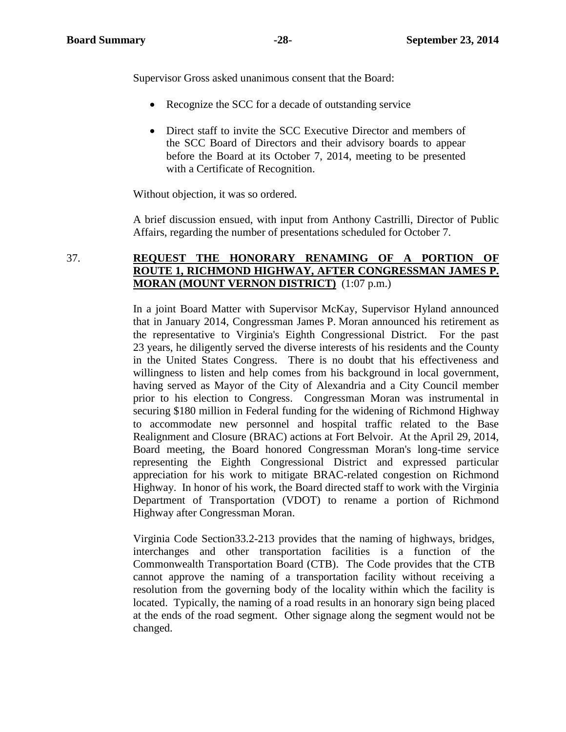Supervisor Gross asked unanimous consent that the Board:

- Recognize the SCC for a decade of outstanding service
- Direct staff to invite the SCC Executive Director and members of the SCC Board of Directors and their advisory boards to appear before the Board at its October 7, 2014, meeting to be presented with a Certificate of Recognition.

Without objection, it was so ordered.

A brief discussion ensued, with input from Anthony Castrilli, Director of Public Affairs, regarding the number of presentations scheduled for October 7.

37. **REQUEST THE HONORARY RENAMING OF A PORTION OF ROUTE 1, RICHMOND HIGHWAY, AFTER CONGRESSMAN JAMES P. MORAN (MOUNT VERNON DISTRICT)** (1:07 p.m.)

In a joint Board Matter with Supervisor McKay, Supervisor Hyland announced that in January 2014, Congressman James P. Moran announced his retirement as the representative to Virginia's Eighth Congressional District. For the past 23 years, he diligently served the diverse interests of his residents and the County in the United States Congress. There is no doubt that his effectiveness and willingness to listen and help comes from his background in local government, having served as Mayor of the City of Alexandria and a City Council member prior to his election to Congress. Congressman Moran was instrumental in securing $180 million in Federal funding for the widening of Richmond Highway to accommodate new personnel and hospital traffic related to the Base Realignment and Closure (BRAC) actions at Fort Belvoir. At the April 29, 2014, Board meeting, the Board honored Congressman Moran's long-time service representing the Eighth Congressional District and expressed particular appreciation for his work to mitigate BRAC-related congestion on Richmond Highway. In honor of his work, the Board directed staff to work with the Virginia Department of Transportation (VDOT) to rename a portion of Richmond Highway after Congressman Moran.

Virginia Code Section33.2-213 provides that the naming of highways, bridges, interchanges and other transportation facilities is a function of the Commonwealth Transportation Board (CTB). The Code provides that the CTB cannot approve the naming of a transportation facility without receiving a resolution from the governing body of the locality within which the facility is located. Typically, the naming of a road results in an honorary sign being placed at the ends of the road segment. Other signage along the segment would not be changed.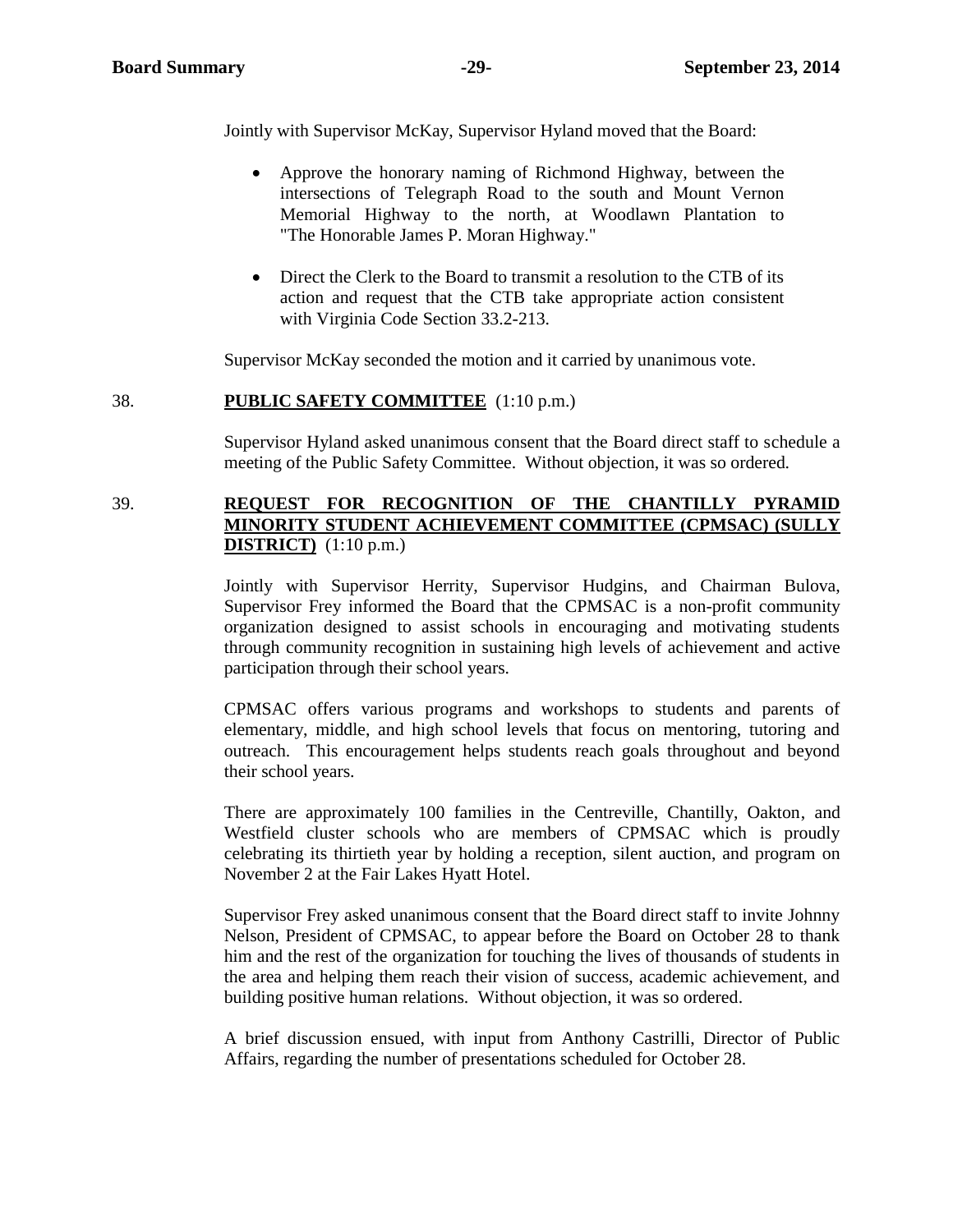Jointly with Supervisor McKay, Supervisor Hyland moved that the Board:

- Approve the honorary naming of Richmond Highway, between the intersections of Telegraph Road to the south and Mount Vernon Memorial Highway to the north, at Woodlawn Plantation to "The Honorable James P. Moran Highway."
- Direct the Clerk to the Board to transmit a resolution to the CTB of its action and request that the CTB take appropriate action consistent with Virginia Code Section 33.2-213.

Supervisor McKay seconded the motion and it carried by unanimous vote.

38. **PUBLIC SAFETY COMMITTEE** (1:10 p.m.)

Supervisor Hyland asked unanimous consent that the Board direct staff to schedule a meeting of the Public Safety Committee. Without objection, it was so ordered.

39. **REQUEST FOR RECOGNITION OF THE CHANTILLY PYRAMID MINORITY STUDENT ACHIEVEMENT COMMITTEE (CPMSAC) (SULLY DISTRICT)** (1:10 p.m.)

Jointly with Supervisor Herrity, Supervisor Hudgins, and Chairman Bulova, Supervisor Frey informed the Board that the CPMSAC is a non-profit community organization designed to assist schools in encouraging and motivating students through community recognition in sustaining high levels of achievement and active participation through their school years.

CPMSAC offers various programs and workshops to students and parents of elementary, middle, and high school levels that focus on mentoring, tutoring and outreach. This encouragement helps students reach goals throughout and beyond their school years.

There are approximately 100 families in the Centreville, Chantilly, Oakton, and Westfield cluster schools who are members of CPMSAC which is proudly celebrating its thirtieth year by holding a reception, silent auction, and program on November 2 at the Fair Lakes Hyatt Hotel.

Supervisor Frey asked unanimous consent that the Board direct staff to invite Johnny Nelson, President of CPMSAC, to appear before the Board on October 28 to thank him and the rest of the organization for touching the lives of thousands of students in the area and helping them reach their vision of success, academic achievement, and building positive human relations. Without objection, it was so ordered.

A brief discussion ensued, with input from Anthony Castrilli, Director of Public Affairs, regarding the number of presentations scheduled for October 28.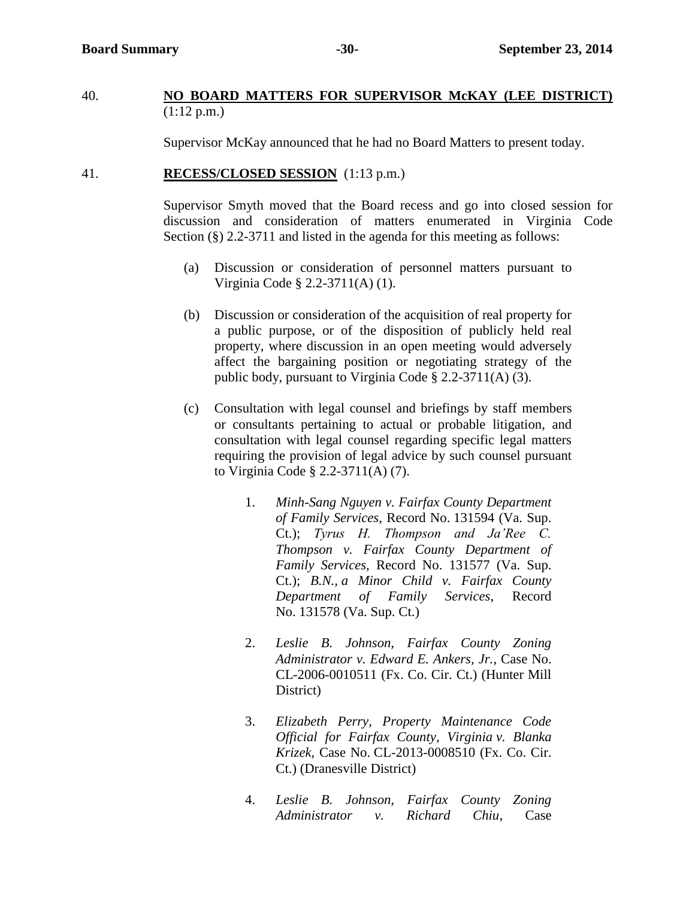40. **NO BOARD MATTERS FOR SUPERVISOR McKAY (LEE DISTRICT)** (1:12 p.m.)

Supervisor McKay announced that he had no Board Matters to present today.

41. **RECESS/CLOSED SESSION** (1:13 p.m.)

Supervisor Smyth moved that the Board recess and go into closed session for discussion and consideration of matters enumerated in Virginia Code Section (§) 2.2-3711 and listed in the agenda for this meeting as follows:

(a) Discussion or consideration of personnel matters pursuant to Virginia Code § 2.2-3711(A) (1).

(b) Discussion or consideration of the acquisition of real property for a public purpose, or of the disposition of publicly held real property, where discussion in an open meeting would adversely affect the bargaining position or negotiating strategy of the public body, pursuant to Virginia Code § 2.2-3711(A) (3).

(c) Consultation with legal counsel and briefings by staff members or consultants pertaining to actual or probable litigation, and consultation with legal counsel regarding specific legal matters requiring the provision of legal advice by such counsel pursuant to Virginia Code § 2.2-3711(A) (7).

1. *Minh-Sang Nguyen v. Fairfax County Department of Family Services*, Record No. 131594 (Va. Sup. Ct.); *Tyrus H. Thompson and Ja'Ree C. Thompson v. Fairfax County Department of Family Services*, Record No. 131577 (Va. Sup. Ct.); *B.N., a Minor Child v. Fairfax County Department of Family Services*, Record No. 131578 (Va. Sup. Ct.)

2. *Leslie B. Johnson, Fairfax County Zoning Administrator v. Edward E. Ankers, Jr.*, Case No. CL-2006-0010511 (Fx. Co. Cir. Ct.) (Hunter Mill District)

3. *Elizabeth Perry, Property Maintenance Code Official for Fairfax County, Virginia v. Blanka Krizek*, Case No. CL-2013-0008510 (Fx. Co. Cir. Ct.) (Dranesville District)

4. *Leslie B. Johnson, Fairfax County Zoning Administrator v. Richard Chiu*, Case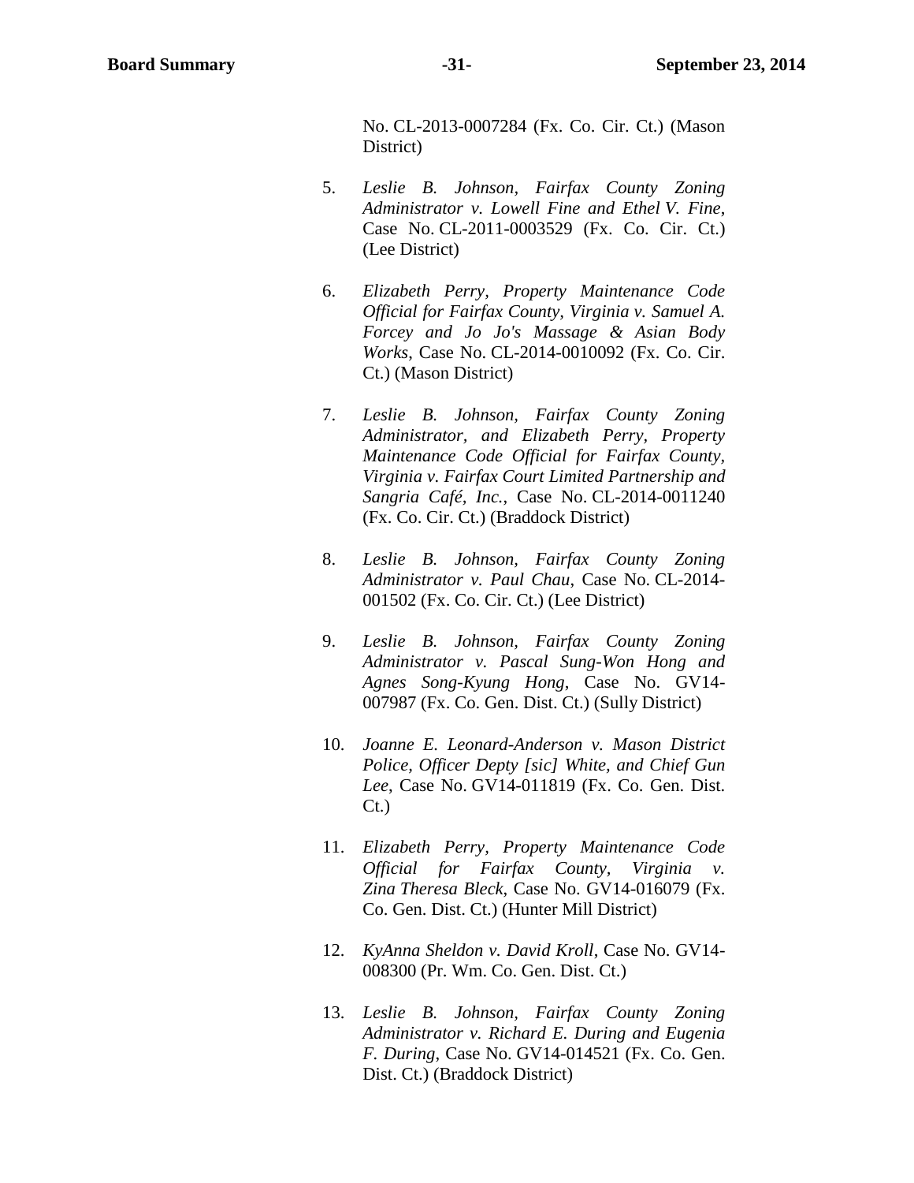No. CL-2013-0007284 (Fx. Co. Cir. Ct.) (Mason District)

5. *Leslie B. Johnson, Fairfax County Zoning Administrator v. Lowell Fine and Ethel V. Fine*, Case No. CL-2011-0003529 (Fx. Co. Cir. Ct.) (Lee District)

6. *Elizabeth Perry, Property Maintenance Code Official for Fairfax County, Virginia v. Samuel A. Forcey and Jo Jo's Massage & Asian Body Works*, Case No. CL-2014-0010092 (Fx. Co. Cir. Ct.) (Mason District)

7. *Leslie B. Johnson, Fairfax County Zoning Administrator, and Elizabeth Perry, Property Maintenance Code Official for Fairfax County, Virginia v. Fairfax Court Limited Partnership and Sangria Café, Inc.*, Case No. CL-2014-0011240 (Fx. Co. Cir. Ct.) (Braddock District)

8. *Leslie B. Johnson, Fairfax County Zoning Administrator v. Paul Chau*, Case No. CL-2014-001502 (Fx. Co. Cir. Ct.) (Lee District)

9. *Leslie B. Johnson, Fairfax County Zoning Administrator v. Pascal Sung-Won Hong and Agnes Song-Kyung Hong*, Case No. GV14-007987 (Fx. Co. Gen. Dist. Ct.) (Sully District)

10. *Joanne E. Leonard-Anderson v. Mason District Police, Officer Depty [sic] White, and Chief Gun Lee*, Case No. GV14-011819 (Fx. Co. Gen. Dist. Ct.)

11. *Elizabeth Perry, Property Maintenance Code Official for Fairfax County, Virginia v. Zina Theresa Bleck*, Case No. GV14-016079 (Fx. Co. Gen. Dist. Ct.) (Hunter Mill District)

12. *KyAnna Sheldon v. David Kroll*, Case No. GV14-008300 (Pr. Wm. Co. Gen. Dist. Ct.)

13. *Leslie B. Johnson, Fairfax County Zoning Administrator v. Richard E. During and Eugenia F. During*, Case No. GV14-014521 (Fx. Co. Gen. Dist. Ct.) (Braddock District)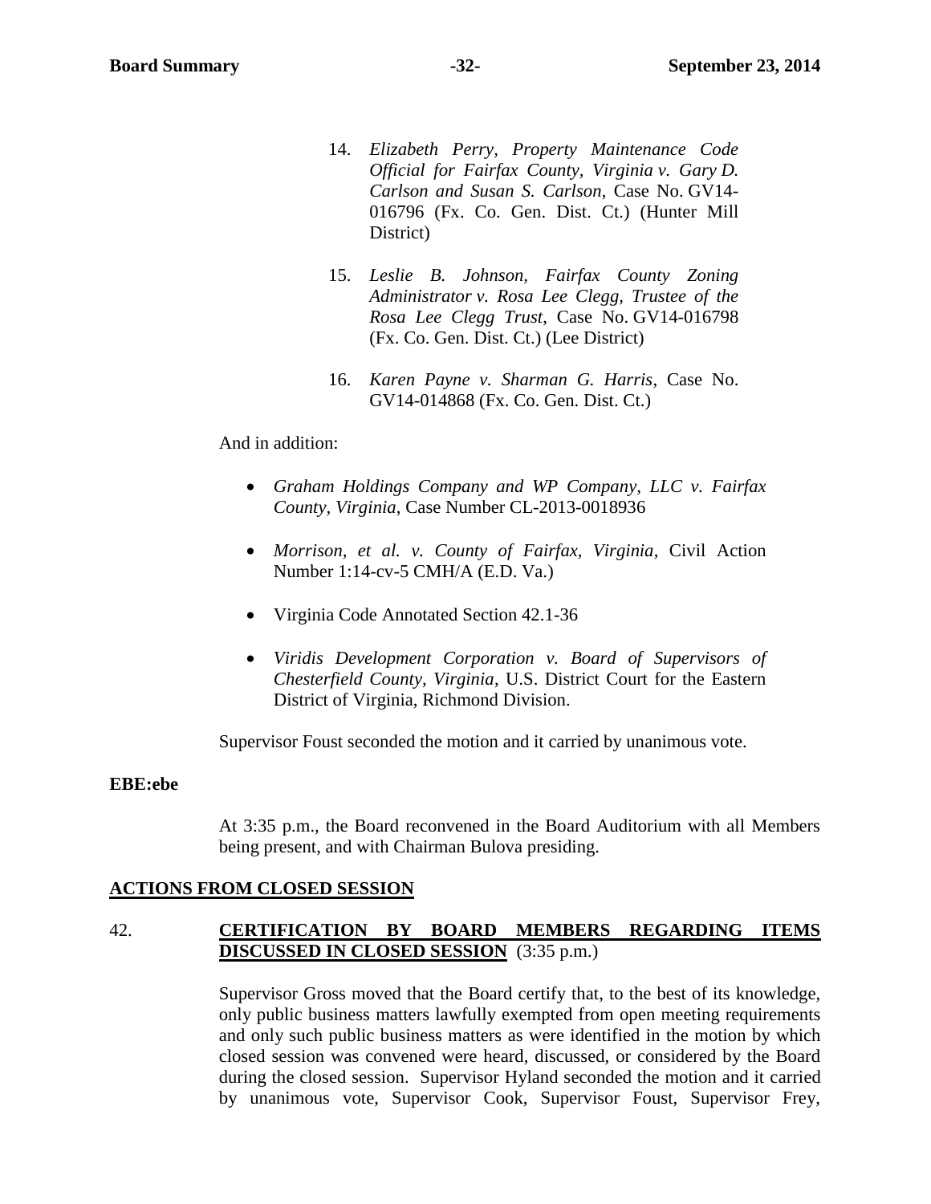14. *Elizabeth Perry, Property Maintenance Code Official for Fairfax County, Virginia v. Gary D. Carlson and Susan S. Carlson*, Case No. GV14-016796 (Fx. Co. Gen. Dist. Ct.) (Hunter Mill District)

15. *Leslie B. Johnson, Fairfax County Zoning Administrator v. Rosa Lee Clegg, Trustee of the Rosa Lee Clegg Trust*, Case No. GV14-016798 (Fx. Co. Gen. Dist. Ct.) (Lee District)

16. *Karen Payne v. Sharman G. Harris*, Case No. GV14-014868 (Fx. Co. Gen. Dist. Ct.)

And in addition:

- *Graham Holdings Company and WP Company, LLC v. Fairfax County, Virginia*, Case Number CL-2013-0018936
- *Morrison, et al. v. County of Fairfax, Virginia*, Civil Action Number 1:14-cv-5 CMH/A (E.D. Va.)
- Virginia Code Annotated Section 42.1-36
- *Viridis Development Corporation v. Board of Supervisors of Chesterfield County, Virginia*, U.S. District Court for the Eastern District of Virginia, Richmond Division.

Supervisor Foust seconded the motion and it carried by unanimous vote.

**EBE:ebe**

At 3:35 p.m., the Board reconvened in the Board Auditorium with all Members being present, and with Chairman Bulova presiding.

## ACTIONS FROM CLOSED SESSION

42. **CERTIFICATION BY BOARD MEMBERS REGARDING ITEMS DISCUSSED IN CLOSED SESSION** (3:35 p.m.)

Supervisor Gross moved that the Board certify that, to the best of its knowledge, only public business matters lawfully exempted from open meeting requirements and only such public business matters as were identified in the motion by which closed session was convened were heard, discussed, or considered by the Board during the closed session. Supervisor Hyland seconded the motion and it carried by unanimous vote, Supervisor Cook, Supervisor Foust, Supervisor Frey,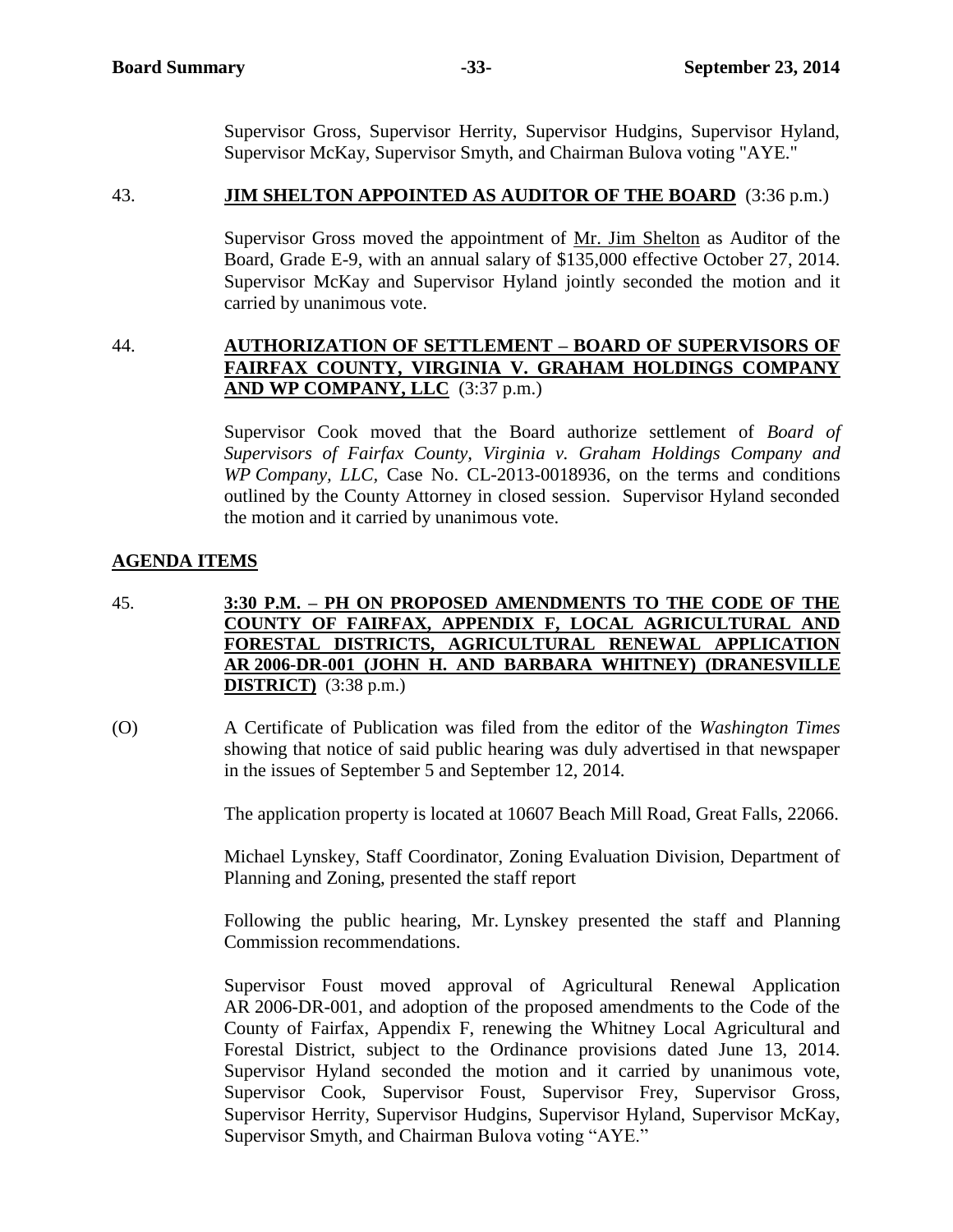Supervisor Gross, Supervisor Herrity, Supervisor Hudgins, Supervisor Hyland, Supervisor McKay, Supervisor Smyth, and Chairman Bulova voting "AYE."

43. **JIM SHELTON APPOINTED AS AUDITOR OF THE BOARD** (3:36 p.m.)

Supervisor Gross moved the appointment of Mr. Jim Shelton as Auditor of the Board, Grade E-9, with an annual salary of $135,000 effective October 27, 2014. Supervisor McKay and Supervisor Hyland jointly seconded the motion and it carried by unanimous vote.

44. **AUTHORIZATION OF SETTLEMENT – BOARD OF SUPERVISORS OF FAIRFAX COUNTY, VIRGINIA V. GRAHAM HOLDINGS COMPANY AND WP COMPANY, LLC** (3:37 p.m.)

Supervisor Cook moved that the Board authorize settlement of *Board of Supervisors of Fairfax County, Virginia v. Graham Holdings Company and WP Company, LLC,* Case No. CL-2013-0018936, on the terms and conditions outlined by the County Attorney in closed session. Supervisor Hyland seconded the motion and it carried by unanimous vote.

## AGENDA ITEMS

45. **3:30 P.M. – PH ON PROPOSED AMENDMENTS TO THE CODE OF THE COUNTY OF FAIRFAX, APPENDIX F, LOCAL AGRICULTURAL AND FORESTAL DISTRICTS, AGRICULTURAL RENEWAL APPLICATION AR 2006-DR-001 (JOHN H. AND BARBARA WHITNEY) (DRANESVILLE DISTRICT)** (3:38 p.m.)

(O) A Certificate of Publication was filed from the editor of the *Washington Times* showing that notice of said public hearing was duly advertised in that newspaper in the issues of September 5 and September 12, 2014.

The application property is located at 10607 Beach Mill Road, Great Falls, 22066.

Michael Lynskey, Staff Coordinator, Zoning Evaluation Division, Department of Planning and Zoning, presented the staff report

Following the public hearing, Mr. Lynskey presented the staff and Planning Commission recommendations.

Supervisor Foust moved approval of Agricultural Renewal Application AR 2006-DR-001, and adoption of the proposed amendments to the Code of the County of Fairfax, Appendix F, renewing the Whitney Local Agricultural and Forestal District, subject to the Ordinance provisions dated June 13, 2014. Supervisor Hyland seconded the motion and it carried by unanimous vote, Supervisor Cook, Supervisor Foust, Supervisor Frey, Supervisor Gross, Supervisor Herrity, Supervisor Hudgins, Supervisor Hyland, Supervisor McKay, Supervisor Smyth, and Chairman Bulova voting "AYE."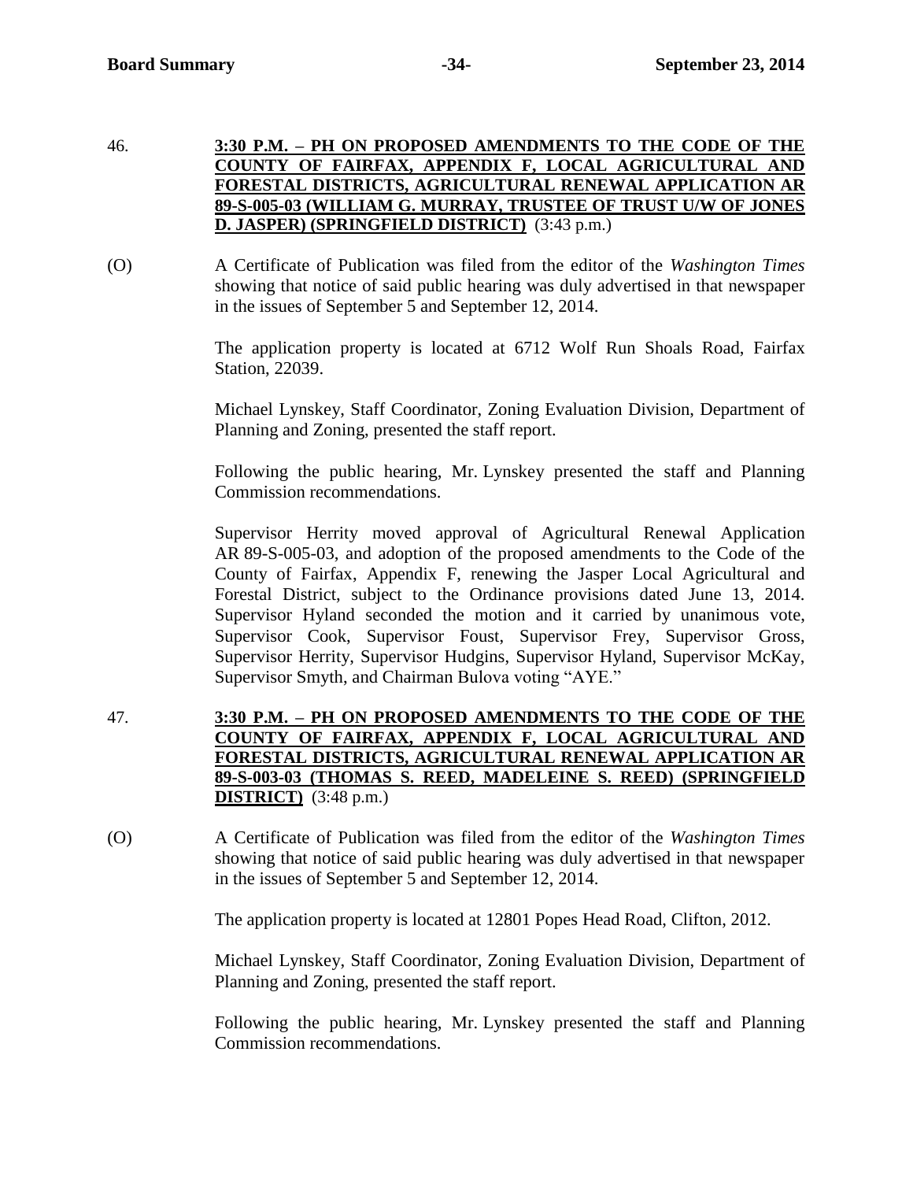46. **3:30 P.M. – PH ON PROPOSED AMENDMENTS TO THE CODE OF THE COUNTY OF FAIRFAX, APPENDIX F, LOCAL AGRICULTURAL AND FORESTAL DISTRICTS, AGRICULTURAL RENEWAL APPLICATION AR 89-S-005-03 (WILLIAM G. MURRAY, TRUSTEE OF TRUST U/W OF JONES D. JASPER) (SPRINGFIELD DISTRICT)** (3:43 p.m.)

(O) A Certificate of Publication was filed from the editor of the *Washington Times* showing that notice of said public hearing was duly advertised in that newspaper in the issues of September 5 and September 12, 2014.

The application property is located at 6712 Wolf Run Shoals Road, Fairfax Station, 22039.

Michael Lynskey, Staff Coordinator, Zoning Evaluation Division, Department of Planning and Zoning, presented the staff report.

Following the public hearing, Mr. Lynskey presented the staff and Planning Commission recommendations.

Supervisor Herrity moved approval of Agricultural Renewal Application AR 89-S-005-03, and adoption of the proposed amendments to the Code of the County of Fairfax, Appendix F, renewing the Jasper Local Agricultural and Forestal District, subject to the Ordinance provisions dated June 13, 2014. Supervisor Hyland seconded the motion and it carried by unanimous vote, Supervisor Cook, Supervisor Foust, Supervisor Frey, Supervisor Gross, Supervisor Herrity, Supervisor Hudgins, Supervisor Hyland, Supervisor McKay, Supervisor Smyth, and Chairman Bulova voting "AYE."

47. **3:30 P.M. – PH ON PROPOSED AMENDMENTS TO THE CODE OF THE COUNTY OF FAIRFAX, APPENDIX F, LOCAL AGRICULTURAL AND FORESTAL DISTRICTS, AGRICULTURAL RENEWAL APPLICATION AR 89-S-003-03 (THOMAS S. REED, MADELEINE S. REED) (SPRINGFIELD DISTRICT)** (3:48 p.m.)

(O) A Certificate of Publication was filed from the editor of the *Washington Times* showing that notice of said public hearing was duly advertised in that newspaper in the issues of September 5 and September 12, 2014.

The application property is located at 12801 Popes Head Road, Clifton, 2012.

Michael Lynskey, Staff Coordinator, Zoning Evaluation Division, Department of Planning and Zoning, presented the staff report.

Following the public hearing, Mr. Lynskey presented the staff and Planning Commission recommendations.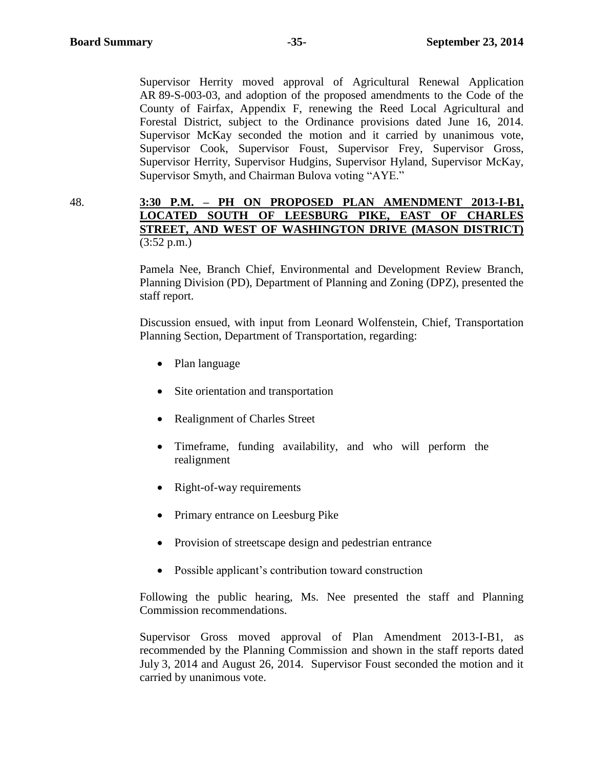Supervisor Herrity moved approval of Agricultural Renewal Application AR 89-S-003-03, and adoption of the proposed amendments to the Code of the County of Fairfax, Appendix F, renewing the Reed Local Agricultural and Forestal District, subject to the Ordinance provisions dated June 16, 2014. Supervisor McKay seconded the motion and it carried by unanimous vote, Supervisor Cook, Supervisor Foust, Supervisor Frey, Supervisor Gross, Supervisor Herrity, Supervisor Hudgins, Supervisor Hyland, Supervisor McKay, Supervisor Smyth, and Chairman Bulova voting "AYE."

48. **3:30 P.M. – PH ON PROPOSED PLAN AMENDMENT 2013-I-B1, LOCATED SOUTH OF LEESBURG PIKE, EAST OF CHARLES STREET, AND WEST OF WASHINGTON DRIVE (MASON DISTRICT)** (3:52 p.m.)

Pamela Nee, Branch Chief, Environmental and Development Review Branch, Planning Division (PD), Department of Planning and Zoning (DPZ), presented the staff report.

Discussion ensued, with input from Leonard Wolfenstein, Chief, Transportation Planning Section, Department of Transportation, regarding:

- Plan language
- Site orientation and transportation
- Realignment of Charles Street
- Timeframe, funding availability, and who will perform the realignment
- Right-of-way requirements
- Primary entrance on Leesburg Pike
- Provision of streetscape design and pedestrian entrance
- Possible applicant's contribution toward construction

Following the public hearing, Ms. Nee presented the staff and Planning Commission recommendations.

Supervisor Gross moved approval of Plan Amendment 2013-I-B1, as recommended by the Planning Commission and shown in the staff reports dated July 3, 2014 and August 26, 2014. Supervisor Foust seconded the motion and it carried by unanimous vote.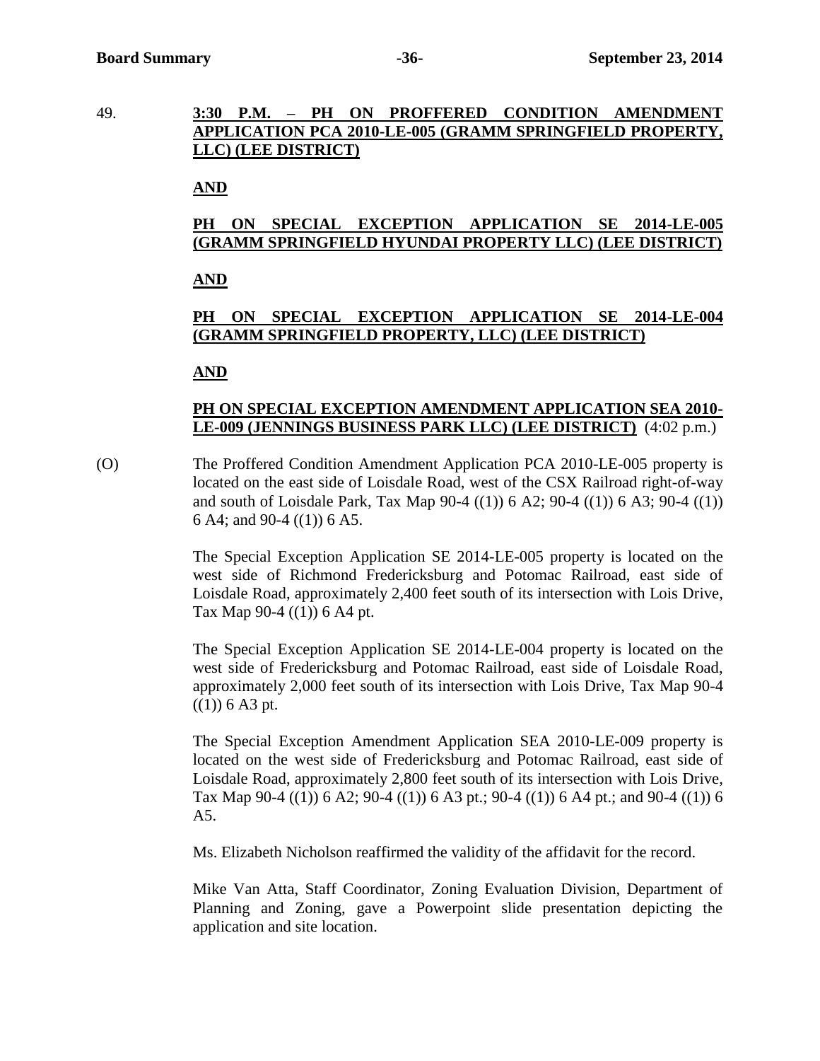49. **3:30 P.M. – PH ON PROFFERED CONDITION AMENDMENT APPLICATION PCA 2010-LE-005 (GRAMM SPRINGFIELD PROPERTY, LLC) (LEE DISTRICT)**

**AND**

**PH ON SPECIAL EXCEPTION APPLICATION SE 2014-LE-005 (GRAMM SPRINGFIELD HYUNDAI PROPERTY LLC) (LEE DISTRICT)**

**AND**

**PH ON SPECIAL EXCEPTION APPLICATION SE 2014-LE-004 (GRAMM SPRINGFIELD PROPERTY, LLC) (LEE DISTRICT)**

**AND**

**PH ON SPECIAL EXCEPTION AMENDMENT APPLICATION SEA 2010-LE-009 (JENNINGS BUSINESS PARK LLC) (LEE DISTRICT)** (4:02 p.m.)

(O) The Proffered Condition Amendment Application PCA 2010-LE-005 property is located on the east side of Loisdale Road, west of the CSX Railroad right-of-way and south of Loisdale Park, Tax Map 90-4 ((1)) 6 A2; 90-4 ((1)) 6 A3; 90-4 ((1)) 6 A4; and 90-4 ((1)) 6 A5.

The Special Exception Application SE 2014-LE-005 property is located on the west side of Richmond Fredericksburg and Potomac Railroad, east side of Loisdale Road, approximately 2,400 feet south of its intersection with Lois Drive, Tax Map 90-4 ((1)) 6 A4 pt.

The Special Exception Application SE 2014-LE-004 property is located on the west side of Fredericksburg and Potomac Railroad, east side of Loisdale Road, approximately 2,000 feet south of its intersection with Lois Drive, Tax Map 90-4 ((1)) 6 A3 pt.

The Special Exception Amendment Application SEA 2010-LE-009 property is located on the west side of Fredericksburg and Potomac Railroad, east side of Loisdale Road, approximately 2,800 feet south of its intersection with Lois Drive, Tax Map 90-4 ((1)) 6 A2; 90-4 ((1)) 6 A3 pt.; 90-4 ((1)) 6 A4 pt.; and 90-4 ((1)) 6 A5.

Ms. Elizabeth Nicholson reaffirmed the validity of the affidavit for the record.

Mike Van Atta, Staff Coordinator, Zoning Evaluation Division, Department of Planning and Zoning, gave a Powerpoint slide presentation depicting the application and site location.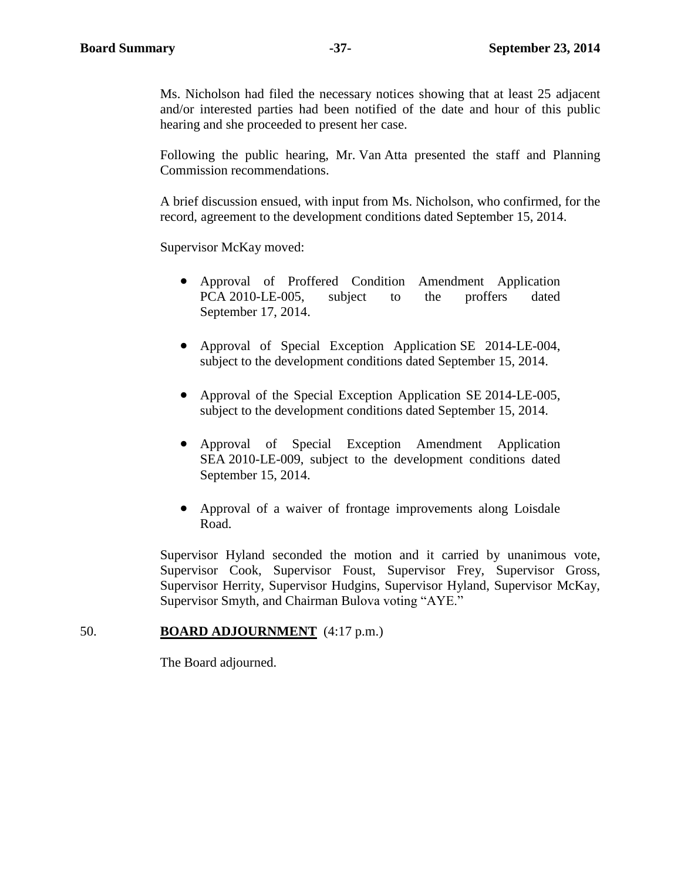Ms. Nicholson had filed the necessary notices showing that at least 25 adjacent and/or interested parties had been notified of the date and hour of this public hearing and she proceeded to present her case.

Following the public hearing, Mr. Van Atta presented the staff and Planning Commission recommendations.

A brief discussion ensued, with input from Ms. Nicholson, who confirmed, for the record, agreement to the development conditions dated September 15, 2014.

Supervisor McKay moved:

- Approval of Proffered Condition Amendment Application PCA 2010-LE-005, subject to the proffers dated September 17, 2014.
- Approval of Special Exception Application SE 2014-LE-004, subject to the development conditions dated September 15, 2014.
- Approval of the Special Exception Application SE 2014-LE-005, subject to the development conditions dated September 15, 2014.
- Approval of Special Exception Amendment Application SEA 2010-LE-009, subject to the development conditions dated September 15, 2014.
- Approval of a waiver of frontage improvements along Loisdale Road.

Supervisor Hyland seconded the motion and it carried by unanimous vote, Supervisor Cook, Supervisor Foust, Supervisor Frey, Supervisor Gross, Supervisor Herrity, Supervisor Hudgins, Supervisor Hyland, Supervisor McKay, Supervisor Smyth, and Chairman Bulova voting "AYE."

50. **BOARD ADJOURNMENT** (4:17 p.m.)

The Board adjourned.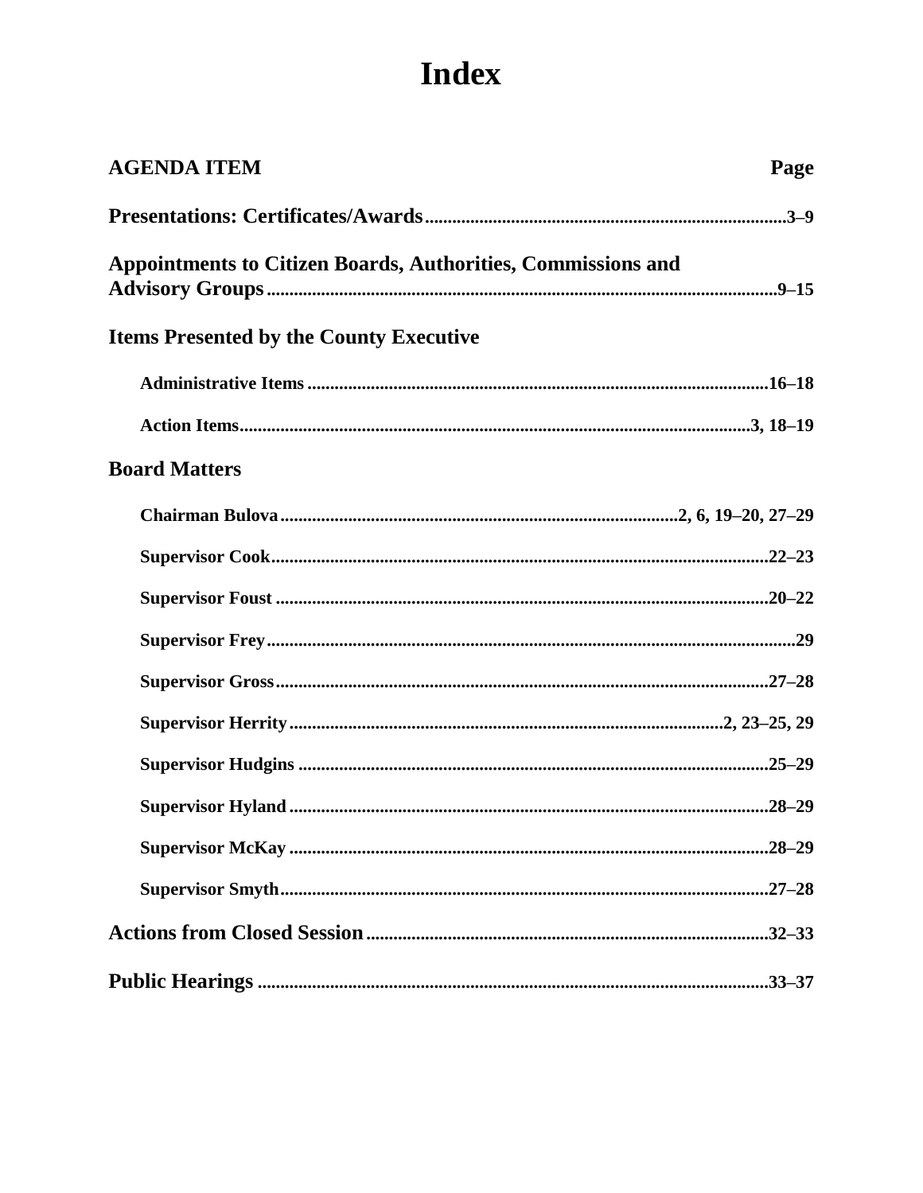# Index

| AGENDA ITEM | Page |
|---|---|
| **Presentations: Certificates/Awards** | 3–9 |
| **Appointments to Citizen Boards, Authorities, Commissions and Advisory Groups** | 9–15 |
| **Items Presented by the County Executive** | |
| Administrative Items | 16–18 |
| Action Items | 3, 18–19 |
| **Board Matters** | |
| Chairman Bulova | 2, 6, 19–20, 27–29 |
| Supervisor Cook | 22–23 |
| Supervisor Foust | 20–22 |
| Supervisor Frey | 29 |
| Supervisor Gross | 27–28 |
| Supervisor Herrity | 2, 23–25, 29 |
| Supervisor Hudgins | 25–29 |
| Supervisor Hyland | 28–29 |
| Supervisor McKay | 28–29 |
| Supervisor Smyth | 27–28 |
| **Actions from Closed Session** | 32–33 |
| **Public Hearings** | 33–37 |